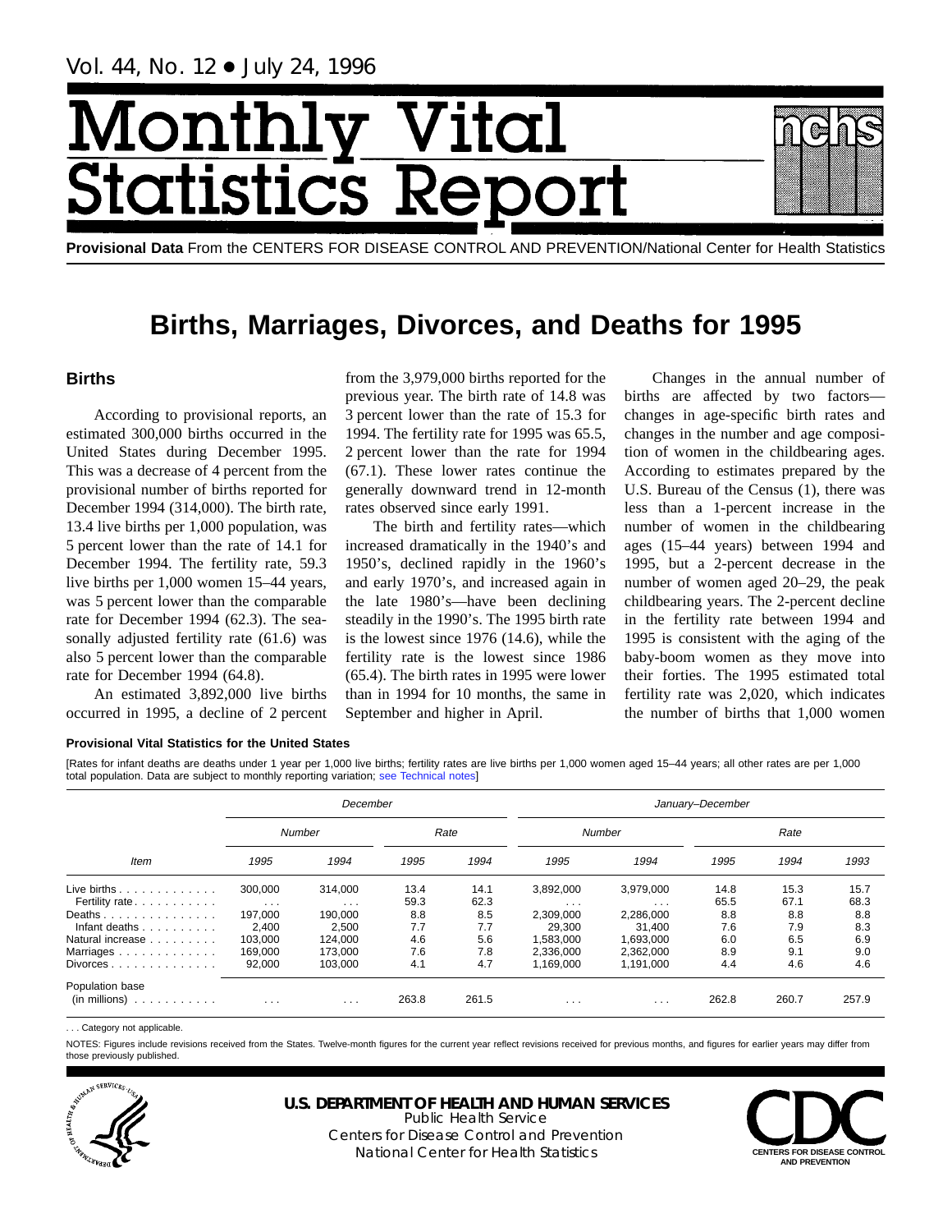Vol. 44, No. 12 • July 24, 1996

# Monthly Vital Statistics Report

**Provisional Data** From the CENTERS FOR DISEASE CONTROL AND PREVENTION/National Center for Health Statistics

# Births, Marriages, Divorces, and Deaths for 1995

## Births

According to provisional reports, an estimated 300,000 births occurred in the United States during December 1995. This was a decrease of 4 percent from the provisional number of births reported for December 1994 (314,000). The birth rate, 13.4 live births per 1,000 population, was 5 percent lower than the rate of 14.1 for December 1994. The fertility rate, 59.3 live births per 1,000 women 15–44 years, was 5 percent lower than the comparable rate for December 1994 (62.3). The seasonally adjusted fertility rate (61.6) was also 5 percent lower than the comparable rate for December 1994 (64.8).

An estimated 3,892,000 live births occurred in 1995, a decline of 2 percent from the 3,979,000 births reported for the previous year. The birth rate of 14.8 was 3 percent lower than the rate of 15.3 for 1994. The fertility rate for 1995 was 65.5, 2 percent lower than the rate for 1994 (67.1). These lower rates continue the generally downward trend in 12-month rates observed since early 1991.

The birth and fertility rates—which increased dramatically in the 1940's and 1950's, declined rapidly in the 1960's and early 1970's, and increased again in the late 1980's—have been declining steadily in the 1990's. The 1995 birth rate is the lowest since 1976 (14.6), while the fertility rate is the lowest since 1986 (65.4). The birth rates in 1995 were lower than in 1994 for 10 months, the same in September and higher in April.

Changes in the annual number of births are affected by two factors—changes in age-specific birth rates and changes in the number and age composition of women in the childbearing ages. According to estimates prepared by the U.S. Bureau of the Census (1), there was less than a 1-percent increase in the number of women in the childbearing ages (15–44 years) between 1994 and 1995, but a 2-percent decrease in the number of women aged 20–29, the peak childbearing years. The 2-percent decline in the fertility rate between 1994 and 1995 is consistent with the aging of the baby-boom women as they move into their forties. The 1995 estimated total fertility rate was 2,020, which indicates the number of births that 1,000 women

**Provisional Vital Statistics for the United States**

[Rates for infant deaths are deaths under 1 year per 1,000 live births; fertility rates are live births per 1,000 women aged 15–44 years; all other rates are per 1,000 total population. Data are subject to monthly reporting variation; see Technical notes]

| Item | December | | | | January–December | | | | |
|---|---|---|---|---|---|---|---|---|---|
| | Number | | Rate | | Number | | Rate | | |
| | 1995 | 1994 | 1995 | 1994 | 1995 | 1994 | 1995 | 1994 | 1993 |
| Live births | 300,000 | 314,000 | 13.4 | 14.1 | 3,892,000 | 3,979,000 | 14.8 | 15.3 | 15.7 |
| Fertility rate | . . . | . . . | 59.3 | 62.3 | . . . | . . . | 65.5 | 67.1 | 68.3 |
| Deaths | 197,000 | 190,000 | 8.8 | 8.5 | 2,309,000 | 2,286,000 | 8.8 | 8.8 | 8.8 |
| Infant deaths | 2,400 | 2,500 | 7.7 | 7.7 | 29,300 | 31,400 | 7.6 | 7.9 | 8.3 |
| Natural increase | 103,000 | 124,000 | 4.6 | 5.6 | 1,583,000 | 1,693,000 | 6.0 | 6.5 | 6.9 |
| Marriages | 169,000 | 173,000 | 7.6 | 7.8 | 2,336,000 | 2,362,000 | 8.9 | 9.1 | 9.0 |
| Divorces | 92,000 | 103,000 | 4.1 | 4.7 | 1,169,000 | 1,191,000 | 4.4 | 4.6 | 4.6 |
| Population base (in millions) | . . . | . . . | 263.8 | 261.5 | . . . | . . . | 262.8 | 260.7 | 257.9 |

. . . Category not applicable.

NOTES: Figures include revisions received from the States. Twelve-month figures for the current year reflect revisions received for previous months, and figures for earlier years may differ from those previously published.

**U.S. DEPARTMENT OF HEALTH AND HUMAN SERVICES**
Public Health Service
Centers for Disease Control and Prevention
National Center for Health Statistics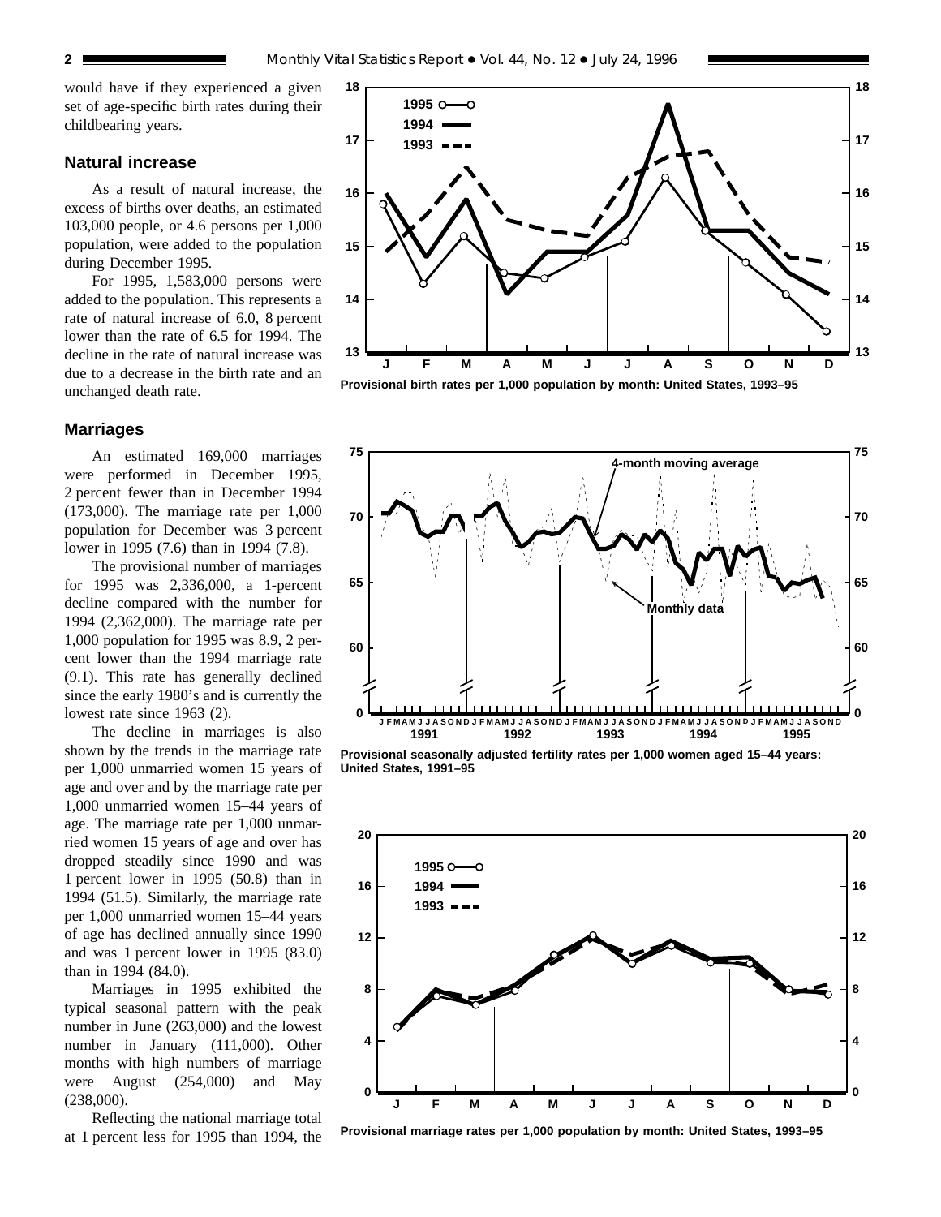would have if they experienced a given set of age-specific birth rates during their childbearing years.

### Natural increase

As a result of natural increase, the excess of births over deaths, an estimated 103,000 people, or 4.6 persons per 1,000 population, were added to the population during December 1995.

For 1995, 1,583,000 persons were added to the population. This represents a rate of natural increase of 6.0, 8 percent lower than the rate of 6.5 for 1994. The decline in the rate of natural increase was due to a decrease in the birth rate and an unchanged death rate.

### Marriages

An estimated 169,000 marriages were performed in December 1995, 2 percent fewer than in December 1994 (173,000). The marriage rate per 1,000 population for December was 3 percent lower in 1995 (7.6) than in 1994 (7.8).

The provisional number of marriages for 1995 was 2,336,000, a 1-percent decline compared with the number for 1994 (2,362,000). The marriage rate per 1,000 population for 1995 was 8.9, 2 percent lower than the 1994 marriage rate (9.1). This rate has generally declined since the early 1980's and is currently the lowest rate since 1963 (2).

The decline in marriages is also shown by the trends in the marriage rate per 1,000 unmarried women 15 years of age and over and by the marriage rate per 1,000 unmarried women 15–44 years of age. The marriage rate per 1,000 unmarried women 15 years of age and over has dropped steadily since 1990 and was 1 percent lower in 1995 (50.8) than in 1994 (51.5). Similarly, the marriage rate per 1,000 unmarried women 15–44 years of age has declined annually since 1990 and was 1 percent lower in 1995 (83.0) than in 1994 (84.0).

Marriages in 1995 exhibited the typical seasonal pattern with the peak number in June (263,000) and the lowest number in January (111,000). Other months with high numbers of marriage were August (254,000) and May (238,000).

Reflecting the national marriage total at 1 percent less for 1995 than 1994, the

**Provisional birth rates per 1,000 population by month: United States, 1993–95**

**Provisional seasonally adjusted fertility rates per 1,000 women aged 15–44 years: United States, 1991–95**

**Provisional marriage rates per 1,000 population by month: United States, 1993–95**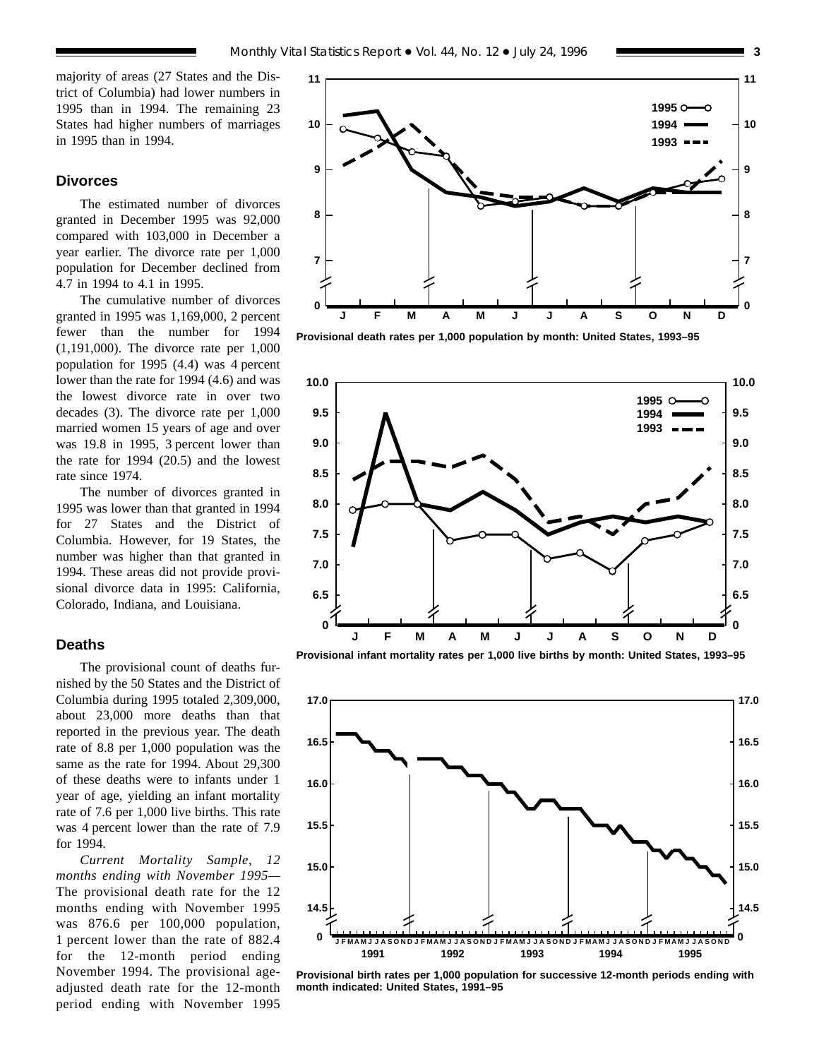majority of areas (27 States and the District of Columbia) had lower numbers in 1995 than in 1994. The remaining 23 States had higher numbers of marriages in 1995 than in 1994.

## Divorces

The estimated number of divorces granted in December 1995 was 92,000 compared with 103,000 in December a year earlier. The divorce rate per 1,000 population for December declined from 4.7 in 1994 to 4.1 in 1995.

The cumulative number of divorces granted in 1995 was 1,169,000, 2 percent fewer than the number for 1994 (1,191,000). The divorce rate per 1,000 population for 1995 (4.4) was 4 percent lower than the rate for 1994 (4.6) and was the lowest divorce rate in over two decades (3). The divorce rate per 1,000 married women 15 years of age and over was 19.8 in 1995, 3 percent lower than the rate for 1994 (20.5) and the lowest rate since 1974.

The number of divorces granted in 1995 was lower than that granted in 1994 for 27 States and the District of Columbia. However, for 19 States, the number was higher than that granted in 1994. These areas did not provide provisional divorce data in 1995: California, Colorado, Indiana, and Louisiana.

## Deaths

The provisional count of deaths furnished by the 50 States and the District of Columbia during 1995 totaled 2,309,000, about 23,000 more deaths than that reported in the previous year. The death rate of 8.8 per 1,000 population was the same as the rate for 1994. About 29,300 of these deaths were to infants under 1 year of age, yielding an infant mortality rate of 7.6 per 1,000 live births. This rate was 4 percent lower than the rate of 7.9 for 1994.

*Current Mortality Sample, 12 months ending with November 1995*— The provisional death rate for the 12 months ending with November 1995 was 876.6 per 100,000 population, 1 percent lower than the rate of 882.4 for the 12-month period ending November 1994. The provisional age-adjusted death rate for the 12-month period ending with November 1995

**Provisional death rates per 1,000 population by month: United States, 1993–95**

**Provisional infant mortality rates per 1,000 live births by month: United States, 1993–95**

**Provisional birth rates per 1,000 population for successive 12-month periods ending with month indicated: United States, 1991–95**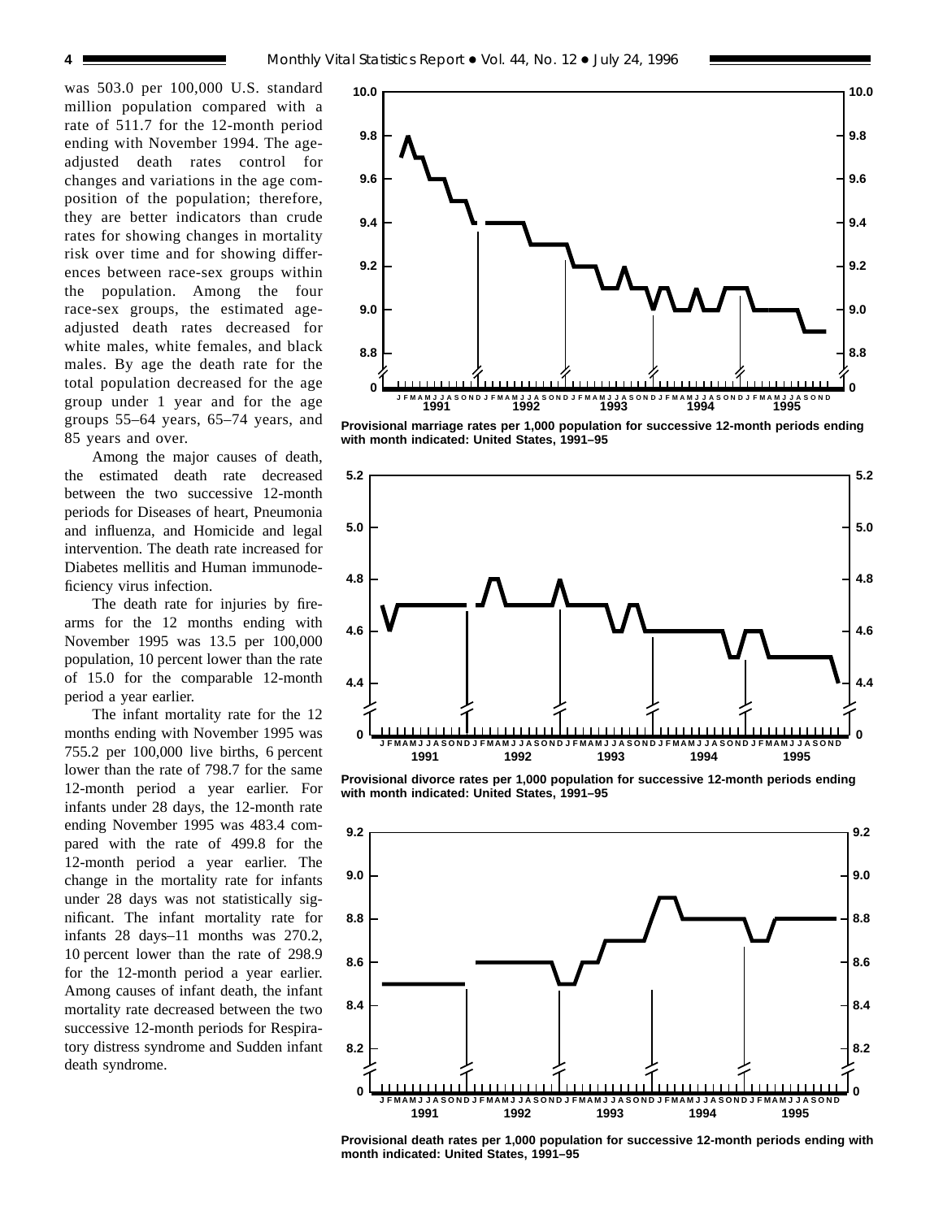was 503.0 per 100,000 U.S. standard million population compared with a rate of 511.7 for the 12-month period ending with November 1994. The age-adjusted death rates control for changes and variations in the age composition of the population; therefore, they are better indicators than crude rates for showing changes in mortality risk over time and for showing differences between race-sex groups within the population. Among the four race-sex groups, the estimated age-adjusted death rates decreased for white males, white females, and black males. By age the death rate for the total population decreased for the age group under 1 year and for the age groups 55–64 years, 65–74 years, and 85 years and over.

Among the major causes of death, the estimated death rate decreased between the two successive 12-month periods for Diseases of heart, Pneumonia and influenza, and Homicide and legal intervention. The death rate increased for Diabetes mellitis and Human immunodeficiency virus infection.

The death rate for injuries by firearms for the 12 months ending with November 1995 was 13.5 per 100,000 population, 10 percent lower than the rate of 15.0 for the comparable 12-month period a year earlier.

The infant mortality rate for the 12 months ending with November 1995 was 755.2 per 100,000 live births, 6 percent lower than the rate of 798.7 for the same 12-month period a year earlier. For infants under 28 days, the 12-month rate ending November 1995 was 483.4 compared with the rate of 499.8 for the 12-month period a year earlier. The change in the mortality rate for infants under 28 days was not statistically significant. The infant mortality rate for infants 28 days–11 months was 270.2, 10 percent lower than the rate of 298.9 for the 12-month period a year earlier. Among causes of infant death, the infant mortality rate decreased between the two successive 12-month periods for Respiratory distress syndrome and Sudden infant death syndrome.

**Provisional marriage rates per 1,000 population for successive 12-month periods ending with month indicated: United States, 1991–95**

**Provisional divorce rates per 1,000 population for successive 12-month periods ending with month indicated: United States, 1991–95**

**Provisional death rates per 1,000 population for successive 12-month periods ending with month indicated: United States, 1991–95**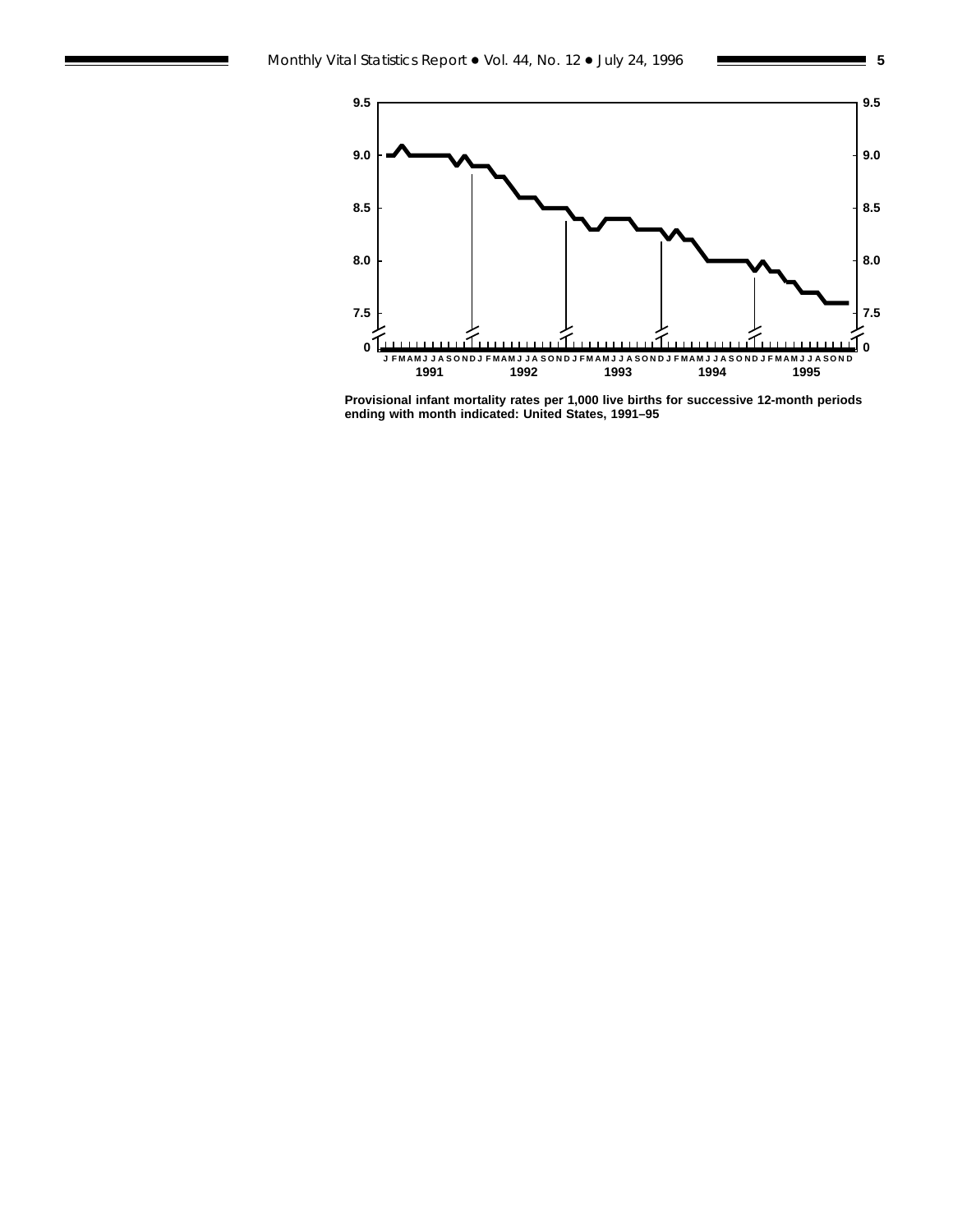Provisional infant mortality rates per 1,000 live births for successive 12-month periods ending with month indicated: United States, 1991–95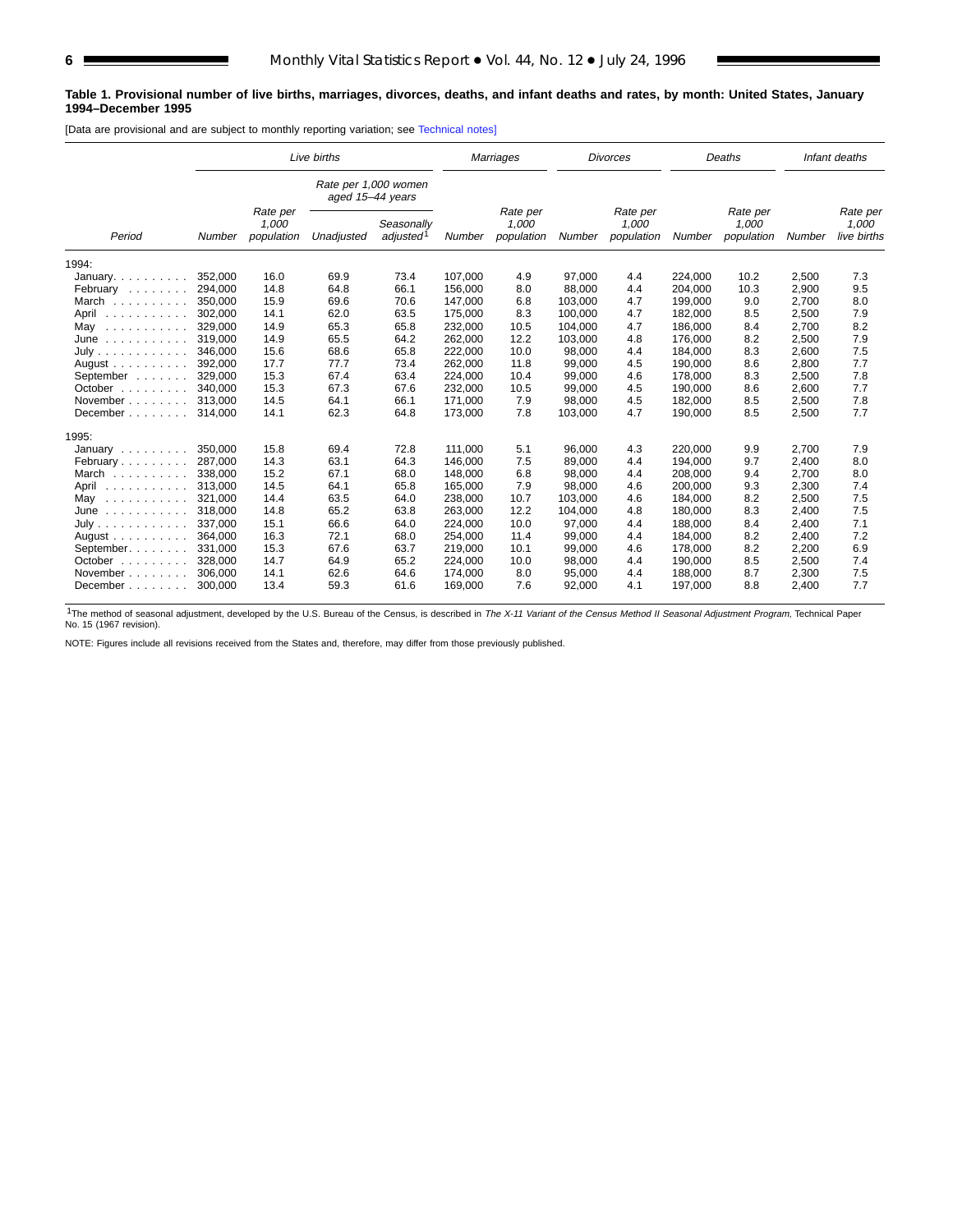**Table 1. Provisional number of live births, marriages, divorces, deaths, and infant deaths and rates, by month: United States, January 1994–December 1995**

[Data are provisional and are subject to monthly reporting variation; see Technical notes]

| Period | Live births | | | | Marriages | | Divorces | | Deaths | | Infant deaths | |
|---|---|---|---|---|---|---|---|---|---|---|---|---|
| | | | Rate per 1,000 women aged 15–44 years | | | | | | | | | |
| | Number | Rate per 1,000 population | Unadjusted | Seasonally adjusted[1] | Number | Rate per 1,000 population | Number | Rate per 1,000 population | Number | Rate per 1,000 population | Number | Rate per 1,000 live births |
| 1994: | | | | | | | | | | | | |
| January | 352,000 | 16.0 | 69.9 | 73.4 | 107,000 | 4.9 | 97,000 | 4.4 | 224,000 | 10.2 | 2,500 | 7.3 |
| February | 294,000 | 14.8 | 64.8 | 66.1 | 156,000 | 8.0 | 88,000 | 4.4 | 204,000 | 10.3 | 2,900 | 9.5 |
| March | 350,000 | 15.9 | 69.6 | 70.6 | 147,000 | 6.8 | 103,000 | 4.7 | 199,000 | 9.0 | 2,700 | 8.0 |
| April | 302,000 | 14.1 | 62.0 | 63.5 | 175,000 | 8.3 | 100,000 | 4.7 | 182,000 | 8.5 | 2,500 | 7.9 |
| May | 329,000 | 14.9 | 65.3 | 65.8 | 232,000 | 10.5 | 104,000 | 4.7 | 186,000 | 8.4 | 2,700 | 8.2 |
| June | 319,000 | 14.9 | 65.5 | 64.2 | 262,000 | 12.2 | 103,000 | 4.8 | 176,000 | 8.2 | 2,500 | 7.9 |
| July | 346,000 | 15.6 | 68.6 | 65.8 | 222,000 | 10.0 | 98,000 | 4.4 | 184,000 | 8.3 | 2,600 | 7.5 |
| August | 392,000 | 17.7 | 77.7 | 73.4 | 262,000 | 11.8 | 99,000 | 4.5 | 190,000 | 8.6 | 2,800 | 7.7 |
| September | 329,000 | 15.3 | 67.4 | 63.4 | 224,000 | 10.4 | 99,000 | 4.6 | 178,000 | 8.3 | 2,500 | 7.8 |
| October | 340,000 | 15.3 | 67.3 | 67.6 | 232,000 | 10.5 | 99,000 | 4.5 | 190,000 | 8.6 | 2,600 | 7.7 |
| November | 313,000 | 14.5 | 64.1 | 66.1 | 171,000 | 7.9 | 98,000 | 4.5 | 182,000 | 8.5 | 2,500 | 7.8 |
| December | 314,000 | 14.1 | 62.3 | 64.8 | 173,000 | 7.8 | 103,000 | 4.7 | 190,000 | 8.5 | 2,500 | 7.7 |
| 1995: | | | | | | | | | | | | |
| January | 350,000 | 15.8 | 69.4 | 72.8 | 111,000 | 5.1 | 96,000 | 4.3 | 220,000 | 9.9 | 2,700 | 7.9 |
| February | 287,000 | 14.3 | 63.1 | 64.3 | 146,000 | 7.5 | 89,000 | 4.4 | 194,000 | 9.7 | 2,400 | 8.0 |
| March | 338,000 | 15.2 | 67.1 | 68.0 | 148,000 | 6.8 | 98,000 | 4.4 | 208,000 | 9.4 | 2,700 | 8.0 |
| April | 313,000 | 14.5 | 64.1 | 65.8 | 165,000 | 7.9 | 98,000 | 4.6 | 200,000 | 9.3 | 2,300 | 7.4 |
| May | 321,000 | 14.4 | 63.5 | 64.0 | 238,000 | 10.7 | 103,000 | 4.6 | 184,000 | 8.2 | 2,500 | 7.5 |
| June | 318,000 | 14.8 | 65.2 | 63.8 | 263,000 | 12.2 | 104,000 | 4.8 | 180,000 | 8.3 | 2,400 | 7.5 |
| July | 337,000 | 15.1 | 66.6 | 64.0 | 224,000 | 10.0 | 97,000 | 4.4 | 188,000 | 8.4 | 2,400 | 7.1 |
| August | 364,000 | 16.3 | 72.1 | 68.0 | 254,000 | 11.4 | 99,000 | 4.4 | 184,000 | 8.2 | 2,400 | 7.2 |
| September | 331,000 | 15.3 | 67.6 | 63.7 | 219,000 | 10.1 | 99,000 | 4.6 | 178,000 | 8.2 | 2,200 | 6.9 |
| October | 328,000 | 14.7 | 64.9 | 65.2 | 224,000 | 10.0 | 98,000 | 4.4 | 190,000 | 8.5 | 2,500 | 7.4 |
| November | 306,000 | 14.1 | 62.6 | 64.6 | 174,000 | 8.0 | 95,000 | 4.4 | 188,000 | 8.7 | 2,300 | 7.5 |
| December | 300,000 | 13.4 | 59.3 | 61.6 | 169,000 | 7.6 | 92,000 | 4.1 | 197,000 | 8.8 | 2,400 | 7.7 |

[1]The method of seasonal adjustment, developed by the U.S. Bureau of the Census, is described in *The X-11 Variant of the Census Method II Seasonal Adjustment Program*, Technical Paper No. 15 (1967 revision).

NOTE: Figures include all revisions received from the States and, therefore, may differ from those previously published.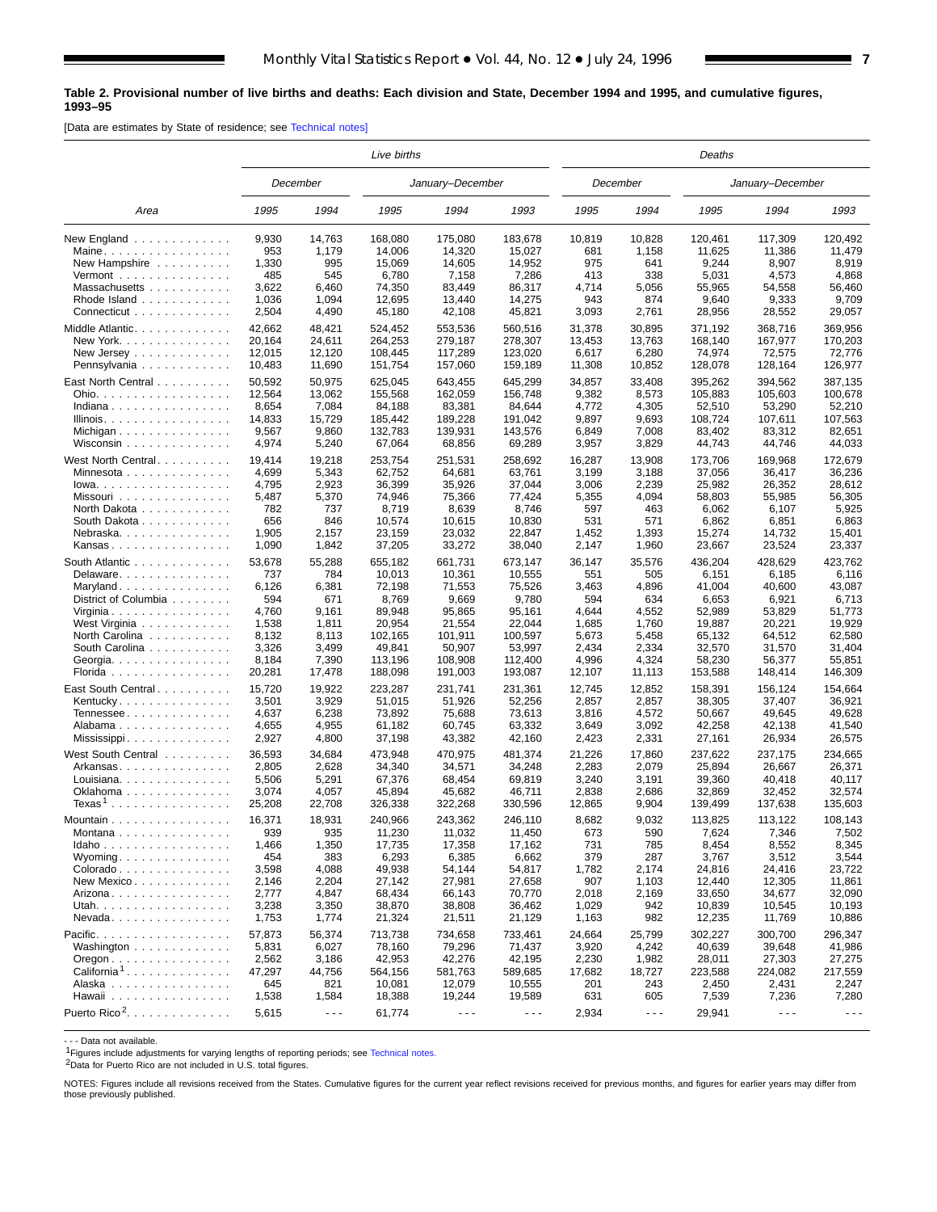**Table 2. Provisional number of live births and deaths: Each division and State, December 1994 and 1995, and cumulative figures, 1993–95**

[Data are estimates by State of residence; see Technical notes]

| Area | Live births | | | | | Deaths | | | | |
|---|---|---|---|---|---|---|---|---|---|---|
| | December | | January–December | | | December | | January–December | | |
| | 1995 | 1994 | 1995 | 1994 | 1993 | 1995 | 1994 | 1995 | 1994 | 1993 |
| New England | 9,930 | 14,763 | 168,080 | 175,080 | 183,678 | 10,819 | 10,828 | 120,461 | 117,309 | 120,492 |
| Maine | 953 | 1,179 | 14,006 | 14,320 | 15,027 | 681 | 1,158 | 11,625 | 11,386 | 11,479 |
| New Hampshire | 1,330 | 995 | 15,069 | 14,605 | 14,952 | 975 | 641 | 9,244 | 8,907 | 8,919 |
| Vermont | 485 | 545 | 6,780 | 7,158 | 7,286 | 413 | 338 | 5,031 | 4,573 | 4,868 |
| Massachusetts | 3,622 | 6,460 | 74,350 | 83,449 | 86,317 | 4,714 | 5,056 | 55,965 | 54,558 | 56,460 |
| Rhode Island | 1,036 | 1,094 | 12,695 | 13,440 | 14,275 | 943 | 874 | 9,640 | 9,333 | 9,709 |
| Connecticut | 2,504 | 4,490 | 45,180 | 42,108 | 45,821 | 3,093 | 2,761 | 28,956 | 28,552 | 29,057 |
| Middle Atlantic | 42,662 | 48,421 | 524,452 | 553,536 | 560,516 | 31,378 | 30,895 | 371,192 | 368,716 | 369,956 |
| New York | 20,164 | 24,611 | 264,253 | 279,187 | 278,307 | 13,453 | 13,763 | 168,140 | 167,977 | 170,203 |
| New Jersey | 12,015 | 12,120 | 108,445 | 117,289 | 123,020 | 6,617 | 6,280 | 74,974 | 72,575 | 72,776 |
| Pennsylvania | 10,483 | 11,690 | 151,754 | 157,060 | 159,189 | 11,308 | 10,852 | 128,078 | 128,164 | 126,977 |
| East North Central | 50,592 | 50,975 | 625,045 | 643,455 | 645,299 | 34,857 | 33,408 | 395,262 | 394,562 | 387,135 |
| Ohio | 12,564 | 13,062 | 155,568 | 162,059 | 156,748 | 9,382 | 8,573 | 105,883 | 105,603 | 100,678 |
| Indiana | 8,654 | 7,084 | 84,188 | 83,381 | 84,644 | 4,772 | 4,305 | 52,510 | 53,290 | 52,210 |
| Illinois | 14,833 | 15,729 | 185,442 | 189,228 | 191,042 | 9,897 | 9,693 | 108,724 | 107,611 | 107,563 |
| Michigan | 9,567 | 9,860 | 132,783 | 139,931 | 143,576 | 6,849 | 7,008 | 83,402 | 83,312 | 82,651 |
| Wisconsin | 4,974 | 5,240 | 67,064 | 68,856 | 69,289 | 3,957 | 3,829 | 44,743 | 44,746 | 44,033 |
| West North Central | 19,414 | 19,218 | 253,754 | 251,531 | 258,692 | 16,287 | 13,908 | 173,706 | 169,968 | 172,679 |
| Minnesota | 4,699 | 5,343 | 62,752 | 64,681 | 63,761 | 3,199 | 3,188 | 37,056 | 36,417 | 36,236 |
| Iowa | 4,795 | 2,923 | 36,399 | 35,926 | 37,044 | 3,006 | 2,239 | 25,982 | 26,352 | 28,612 |
| Missouri | 5,487 | 5,370 | 74,946 | 75,366 | 77,424 | 5,355 | 4,094 | 58,803 | 55,985 | 56,305 |
| North Dakota | 782 | 737 | 8,719 | 8,639 | 8,746 | 597 | 463 | 6,062 | 6,107 | 5,925 |
| South Dakota | 656 | 846 | 10,574 | 10,615 | 10,830 | 531 | 571 | 6,862 | 6,851 | 6,863 |
| Nebraska | 1,905 | 2,157 | 23,159 | 23,032 | 22,847 | 1,452 | 1,393 | 15,274 | 14,732 | 15,401 |
| Kansas | 1,090 | 1,842 | 37,205 | 33,272 | 38,040 | 2,147 | 1,960 | 23,667 | 23,524 | 23,337 |
| South Atlantic | 53,678 | 55,288 | 655,182 | 661,731 | 673,147 | 36,147 | 35,576 | 436,204 | 428,629 | 423,762 |
| Delaware | 737 | 784 | 10,013 | 10,361 | 10,555 | 551 | 505 | 6,151 | 6,185 | 6,116 |
| Maryland | 6,126 | 6,381 | 72,198 | 71,553 | 75,526 | 3,463 | 4,896 | 41,004 | 40,600 | 43,087 |
| District of Columbia | 594 | 671 | 8,769 | 9,669 | 9,780 | 594 | 634 | 6,653 | 6,921 | 6,713 |
| Virginia | 4,760 | 9,161 | 89,948 | 95,865 | 95,161 | 4,644 | 4,552 | 52,989 | 53,829 | 51,773 |
| West Virginia | 1,538 | 1,811 | 20,954 | 21,554 | 22,044 | 1,685 | 1,760 | 19,887 | 20,221 | 19,929 |
| North Carolina | 8,132 | 8,113 | 102,165 | 101,911 | 100,597 | 5,673 | 5,458 | 65,132 | 64,512 | 62,580 |
| South Carolina | 3,326 | 3,499 | 49,841 | 50,907 | 53,997 | 2,434 | 2,334 | 32,570 | 31,570 | 31,404 |
| Georgia | 8,184 | 7,390 | 113,196 | 108,908 | 112,400 | 4,996 | 4,324 | 58,230 | 56,377 | 55,851 |
| Florida | 20,281 | 17,478 | 188,098 | 191,003 | 193,087 | 12,107 | 11,113 | 153,588 | 148,414 | 146,309 |
| East South Central | 15,720 | 19,922 | 223,287 | 231,741 | 231,361 | 12,745 | 12,852 | 158,391 | 156,124 | 154,664 |
| Kentucky | 3,501 | 3,929 | 51,015 | 51,926 | 52,256 | 2,857 | 2,857 | 38,305 | 37,407 | 36,921 |
| Tennessee | 4,637 | 6,238 | 73,892 | 75,688 | 73,613 | 3,816 | 4,572 | 50,667 | 49,645 | 49,628 |
| Alabama | 4,655 | 4,955 | 61,182 | 60,745 | 63,332 | 3,649 | 3,092 | 42,258 | 42,138 | 41,540 |
| Mississippi | 2,927 | 4,800 | 37,198 | 43,382 | 42,160 | 2,423 | 2,331 | 27,161 | 26,934 | 26,575 |
| West South Central | 36,593 | 34,684 | 473,948 | 470,975 | 481,374 | 21,226 | 17,860 | 237,622 | 237,175 | 234,665 |
| Arkansas | 2,805 | 2,628 | 34,340 | 34,571 | 34,248 | 2,283 | 2,079 | 25,894 | 26,667 | 26,371 |
| Louisiana | 5,506 | 5,291 | 67,376 | 68,454 | 69,819 | 3,240 | 3,191 | 39,360 | 40,418 | 40,117 |
| Oklahoma | 3,074 | 4,057 | 45,894 | 45,682 | 46,711 | 2,838 | 2,686 | 32,869 | 32,452 | 32,574 |
| Texas[1] | 25,208 | 22,708 | 326,338 | 322,268 | 330,596 | 12,865 | 9,904 | 139,499 | 137,638 | 135,603 |
| Mountain | 16,371 | 18,931 | 240,966 | 243,362 | 246,110 | 8,682 | 9,032 | 113,825 | 113,122 | 108,143 |
| Montana | 939 | 935 | 11,230 | 11,032 | 11,450 | 673 | 590 | 7,624 | 7,346 | 7,502 |
| Idaho | 1,466 | 1,350 | 17,735 | 17,358 | 17,162 | 731 | 785 | 8,454 | 8,552 | 8,345 |
| Wyoming | 454 | 383 | 6,293 | 6,385 | 6,662 | 379 | 287 | 3,767 | 3,512 | 3,544 |
| Colorado | 3,598 | 4,088 | 49,938 | 54,144 | 54,817 | 1,782 | 2,174 | 24,816 | 24,416 | 23,722 |
| New Mexico | 2,146 | 2,204 | 27,142 | 27,981 | 27,658 | 907 | 1,103 | 12,440 | 12,305 | 11,861 |
| Arizona | 2,777 | 4,847 | 68,434 | 66,143 | 70,770 | 2,018 | 2,169 | 33,650 | 34,677 | 32,090 |
| Utah | 3,238 | 3,350 | 38,870 | 38,808 | 36,462 | 1,029 | 942 | 10,839 | 10,545 | 10,193 |
| Nevada | 1,753 | 1,774 | 21,324 | 21,511 | 21,129 | 1,163 | 982 | 12,235 | 11,769 | 10,886 |
| Pacific | 57,873 | 56,374 | 713,738 | 734,658 | 733,461 | 24,664 | 25,799 | 302,227 | 300,700 | 296,347 |
| Washington | 5,831 | 6,027 | 78,160 | 79,296 | 71,437 | 3,920 | 4,242 | 40,639 | 39,648 | 41,986 |
| Oregon | 2,562 | 3,186 | 42,953 | 42,276 | 42,195 | 2,230 | 1,982 | 28,011 | 27,303 | 27,275 |
| California[1] | 47,297 | 44,756 | 564,156 | 581,763 | 589,685 | 17,682 | 18,727 | 223,588 | 224,082 | 217,559 |
| Alaska | 645 | 821 | 10,081 | 12,079 | 10,555 | 201 | 243 | 2,450 | 2,431 | 2,247 |
| Hawaii | 1,538 | 1,584 | 18,388 | 19,244 | 19,589 | 631 | 605 | 7,539 | 7,236 | 7,280 |
| Puerto Rico[2] | 5,615 | --- | 61,774 | --- | --- | 2,934 | --- | 29,941 | --- | --- |

- - - Data not available.

[1]Figures include adjustments for varying lengths of reporting periods; see Technical notes.

[2]Data for Puerto Rico are not included in U.S. total figures.

NOTES: Figures include all revisions received from the States. Cumulative figures for the current year reflect revisions received for previous months, and figures for earlier years may differ from those previously published.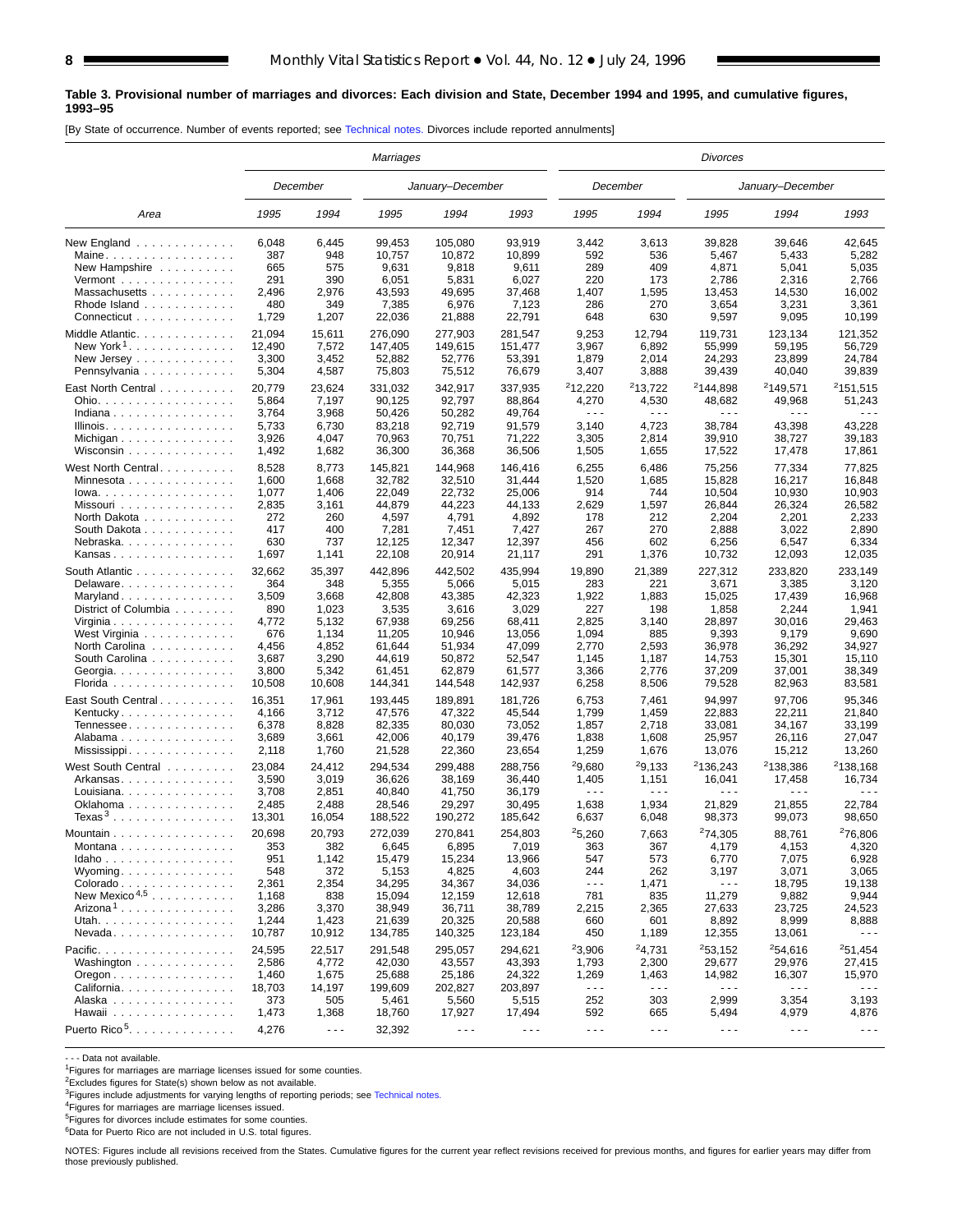**Table 3. Provisional number of marriages and divorces: Each division and State, December 1994 and 1995, and cumulative figures, 1993–95**

[By State of occurrence. Number of events reported; see Technical notes. Divorces include reported annulments]

| Area | Marriages | | | | | Divorces | | | | |
|---|---|---|---|---|---|---|---|---|---|---|
| | December | | January–December | | | December | | January–December | | |
| | 1995 | 1994 | 1995 | 1994 | 1993 | 1995 | 1994 | 1995 | 1994 | 1993 |
| New England | 6,048 | 6,445 | 99,453 | 105,080 | 93,919 | 3,442 | 3,613 | 39,828 | 39,646 | 42,645 |
| Maine | 387 | 948 | 10,757 | 10,872 | 10,899 | 592 | 536 | 5,467 | 5,433 | 5,282 |
| New Hampshire | 665 | 575 | 9,631 | 9,818 | 9,611 | 289 | 409 | 4,871 | 5,041 | 5,035 |
| Vermont | 291 | 390 | 6,051 | 5,831 | 6,027 | 220 | 173 | 2,786 | 2,316 | 2,766 |
| Massachusetts | 2,496 | 2,976 | 43,593 | 49,695 | 37,468 | 1,407 | 1,595 | 13,453 | 14,530 | 16,002 |
| Rhode Island | 480 | 349 | 7,385 | 6,976 | 7,123 | 286 | 270 | 3,654 | 3,231 | 3,361 |
| Connecticut | 1,729 | 1,207 | 22,036 | 21,888 | 22,791 | 648 | 630 | 9,597 | 9,095 | 10,199 |
| Middle Atlantic | 21,094 | 15,611 | 276,090 | 277,903 | 281,547 | 9,253 | 12,794 | 119,731 | 123,134 | 121,352 |
| New York[1] | 12,490 | 7,572 | 147,405 | 149,615 | 151,477 | 3,967 | 6,892 | 55,999 | 59,195 | 56,729 |
| New Jersey | 3,300 | 3,452 | 52,882 | 52,776 | 53,391 | 1,879 | 2,014 | 24,293 | 23,899 | 24,784 |
| Pennsylvania | 5,304 | 4,587 | 75,803 | 75,512 | 76,679 | 3,407 | 3,888 | 39,439 | 40,040 | 39,839 |
| East North Central | 20,779 | 23,624 | 331,032 | 342,917 | 337,935 | [2]12,220 | [2]13,722 | [2]144,898 | [2]149,571 | [2]151,515 |
| Ohio | 5,864 | 7,197 | 90,125 | 92,797 | 88,864 | 4,270 | 4,530 | 48,682 | 49,968 | 51,243 |
| Indiana | 3,764 | 3,968 | 50,426 | 50,282 | 49,764 | - - - | - - - | - - - | - - - | - - - |
| Illinois | 5,733 | 6,730 | 83,218 | 92,719 | 91,579 | 3,140 | 4,723 | 38,784 | 43,398 | 43,228 |
| Michigan | 3,926 | 4,047 | 70,963 | 70,751 | 71,222 | 3,305 | 2,814 | 39,910 | 38,727 | 39,183 |
| Wisconsin | 1,492 | 1,682 | 36,300 | 36,368 | 36,506 | 1,505 | 1,655 | 17,522 | 17,478 | 17,861 |
| West North Central | 8,528 | 8,773 | 145,821 | 144,968 | 146,416 | 6,255 | 6,486 | 75,256 | 77,334 | 77,825 |
| Minnesota | 1,600 | 1,668 | 32,782 | 32,510 | 31,444 | 1,520 | 1,685 | 15,828 | 16,217 | 16,848 |
| Iowa | 1,077 | 1,406 | 22,049 | 22,732 | 25,006 | 914 | 744 | 10,504 | 10,930 | 10,903 |
| Missouri | 2,835 | 3,161 | 44,879 | 44,223 | 44,133 | 2,629 | 1,597 | 26,844 | 26,324 | 26,582 |
| North Dakota | 272 | 260 | 4,597 | 4,791 | 4,892 | 178 | 212 | 2,204 | 2,201 | 2,233 |
| South Dakota | 417 | 400 | 7,281 | 7,451 | 7,427 | 267 | 270 | 2,888 | 3,022 | 2,890 |
| Nebraska | 630 | 737 | 12,125 | 12,347 | 12,397 | 456 | 602 | 6,256 | 6,547 | 6,334 |
| Kansas | 1,697 | 1,141 | 22,108 | 20,914 | 21,117 | 291 | 1,376 | 10,732 | 12,093 | 12,035 |
| South Atlantic | 32,662 | 35,397 | 442,896 | 442,502 | 435,994 | 19,890 | 21,389 | 227,312 | 233,820 | 233,149 |
| Delaware | 364 | 348 | 5,355 | 5,066 | 5,015 | 283 | 221 | 3,671 | 3,385 | 3,120 |
| Maryland | 3,509 | 3,668 | 42,808 | 43,385 | 42,323 | 1,922 | 1,883 | 15,025 | 17,439 | 16,968 |
| District of Columbia | 890 | 1,023 | 3,535 | 3,616 | 3,029 | 227 | 198 | 1,858 | 2,244 | 1,941 |
| Virginia | 4,772 | 5,132 | 67,938 | 69,256 | 68,411 | 2,825 | 3,140 | 28,897 | 30,016 | 29,463 |
| West Virginia | 676 | 1,134 | 11,205 | 10,946 | 13,056 | 1,094 | 885 | 9,393 | 9,179 | 9,690 |
| North Carolina | 4,456 | 4,852 | 61,644 | 51,934 | 47,099 | 2,770 | 2,593 | 36,978 | 36,292 | 34,927 |
| South Carolina | 3,687 | 3,290 | 44,619 | 50,872 | 52,547 | 1,145 | 1,187 | 14,753 | 15,301 | 15,110 |
| Georgia | 3,800 | 5,342 | 61,451 | 62,879 | 61,577 | 3,366 | 2,776 | 37,209 | 37,001 | 38,349 |
| Florida | 10,508 | 10,608 | 144,341 | 144,548 | 142,937 | 6,258 | 8,506 | 79,528 | 82,963 | 83,581 |
| East South Central | 16,351 | 17,961 | 193,445 | 189,891 | 181,726 | 6,753 | 7,461 | 94,997 | 97,706 | 95,346 |
| Kentucky | 4,166 | 3,712 | 47,576 | 47,322 | 45,544 | 1,799 | 1,459 | 22,883 | 22,211 | 21,840 |
| Tennessee | 6,378 | 8,828 | 82,335 | 80,030 | 73,052 | 1,857 | 2,718 | 33,081 | 34,167 | 33,199 |
| Alabama | 3,689 | 3,661 | 42,006 | 40,179 | 39,476 | 1,838 | 1,608 | 25,957 | 26,116 | 27,047 |
| Mississippi | 2,118 | 1,760 | 21,528 | 22,360 | 23,654 | 1,259 | 1,676 | 13,076 | 15,212 | 13,260 |
| West South Central | 23,084 | 24,412 | 294,534 | 299,488 | 288,756 | [2]9,680 | [2]9,133 | [2]136,243 | [2]138,386 | [2]138,168 |
| Arkansas | 3,590 | 3,019 | 36,626 | 38,169 | 36,440 | 1,405 | 1,151 | 16,041 | 17,458 | 16,734 |
| Louisiana | 3,708 | 2,851 | 40,840 | 41,750 | 36,179 | - - - | - - - | - - - | - - - | - - - |
| Oklahoma | 2,485 | 2,488 | 28,546 | 29,297 | 30,495 | 1,638 | 1,934 | 21,829 | 21,855 | 22,784 |
| Texas[3] | 13,301 | 16,054 | 188,522 | 190,272 | 185,642 | 6,637 | 6,048 | 98,373 | 99,073 | 98,650 |
| Mountain | 20,698 | 20,793 | 272,039 | 270,841 | 254,803 | [2]5,260 | 7,663 | [2]74,305 | 88,761 | [2]76,806 |
| Montana | 353 | 382 | 6,645 | 6,895 | 7,019 | 363 | 367 | 4,179 | 4,153 | 4,320 |
| Idaho | 951 | 1,142 | 15,479 | 15,234 | 13,966 | 547 | 573 | 6,770 | 7,075 | 6,928 |
| Wyoming | 548 | 372 | 5,153 | 4,825 | 4,603 | 244 | 262 | 3,197 | 3,071 | 3,065 |
| Colorado | 2,361 | 2,354 | 34,295 | 34,367 | 34,036 | - - - | 1,471 | - - - | 18,795 | 19,138 |
| New Mexico[4,5] | 1,168 | 838 | 15,094 | 12,159 | 12,618 | 781 | 835 | 11,279 | 9,882 | 9,944 |
| Arizona[1] | 3,286 | 3,370 | 38,949 | 36,711 | 38,789 | 2,215 | 2,365 | 27,633 | 23,725 | 24,523 |
| Utah | 1,244 | 1,423 | 21,639 | 20,325 | 20,588 | 660 | 601 | 8,892 | 8,999 | 8,888 |
| Nevada | 10,787 | 10,912 | 134,785 | 140,325 | 123,184 | 450 | 1,189 | 12,355 | 13,061 | - - - |
| Pacific | 24,595 | 22,517 | 291,548 | 295,057 | 294,621 | [2]3,906 | [2]4,731 | [2]53,152 | [2]54,616 | [2]51,454 |
| Washington | 2,586 | 4,772 | 42,030 | 43,557 | 43,393 | 1,793 | 2,300 | 29,677 | 29,976 | 27,415 |
| Oregon | 1,460 | 1,675 | 25,688 | 25,186 | 24,322 | 1,269 | 1,463 | 14,982 | 16,307 | 15,970 |
| California | 18,703 | 14,197 | 199,609 | 202,827 | 203,897 | - - - | - - - | - - - | - - - | - - - |
| Alaska | 373 | 505 | 5,461 | 5,560 | 5,515 | 252 | 303 | 2,999 | 3,354 | 3,193 |
| Hawaii | 1,473 | 1,368 | 18,760 | 17,927 | 17,494 | 592 | 665 | 5,494 | 4,979 | 4,876 |
| Puerto Rico[5] | 4,276 | - - - | 32,392 | - - - | - - - | - - - | - - - | - - - | - - - | - - - |

- - - Data not available.

[1]Figures for marriages are marriage licenses issued for some counties.

[2]Excludes figures for State(s) shown below as not available.

[3]Figures include adjustments for varying lengths of reporting periods; see Technical notes.

[4]Figures for marriages are marriage licenses issued.

[5]Figures for divorces include estimates for some counties.

[6]Data for Puerto Rico are not included in U.S. total figures.

NOTES: Figures include all revisions received from the States. Cumulative figures for the current year reflect revisions received for previous months, and figures for earlier years may differ from those previously published.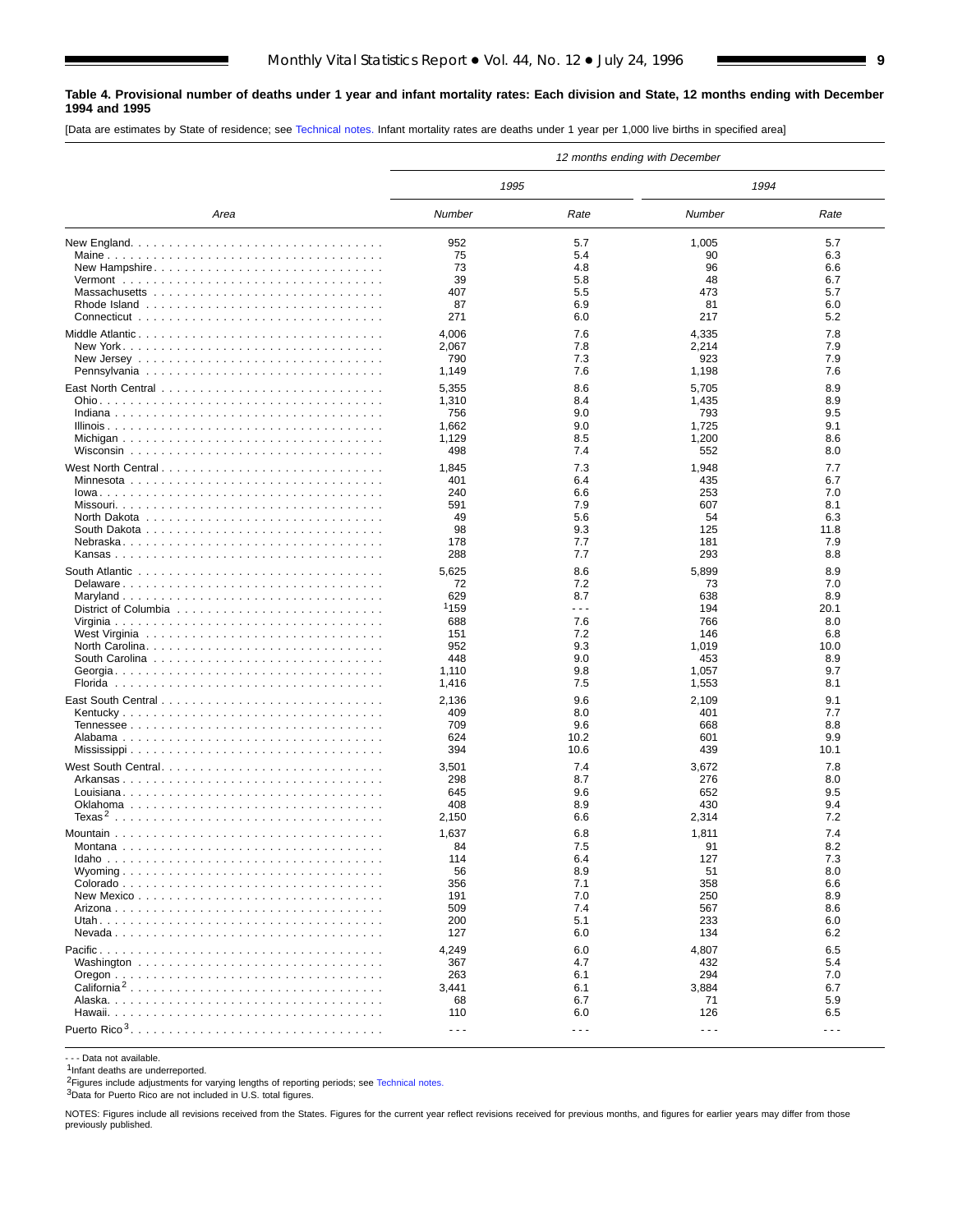**Table 4. Provisional number of deaths under 1 year and infant mortality rates: Each division and State, 12 months ending with December 1994 and 1995**

[Data are estimates by State of residence; see Technical notes. Infant mortality rates are deaths under 1 year per 1,000 live births in specified area]

| Area | 12 months ending with December | | | |
|---|---|---|---|---|
| | 1995 | | 1994 | |
| | Number | Rate | Number | Rate |
| New England | 952 | 5.7 | 1,005 | 5.7 |
| Maine | 75 | 5.4 | 90 | 6.3 |
| New Hampshire | 73 | 4.8 | 96 | 6.6 |
| Vermont | 39 | 5.8 | 48 | 6.7 |
| Massachusetts | 407 | 5.5 | 473 | 5.7 |
| Rhode Island | 87 | 6.9 | 81 | 6.0 |
| Connecticut | 271 | 6.0 | 217 | 5.2 |
| Middle Atlantic | 4,006 | 7.6 | 4,335 | 7.8 |
| New York | 2,067 | 7.8 | 2,214 | 7.9 |
| New Jersey | 790 | 7.3 | 923 | 7.9 |
| Pennsylvania | 1,149 | 7.6 | 1,198 | 7.6 |
| East North Central | 5,355 | 8.6 | 5,705 | 8.9 |
| Ohio | 1,310 | 8.4 | 1,435 | 8.9 |
| Indiana | 756 | 9.0 | 793 | 9.5 |
| Illinois | 1,662 | 9.0 | 1,725 | 9.1 |
| Michigan | 1,129 | 8.5 | 1,200 | 8.6 |
| Wisconsin | 498 | 7.4 | 552 | 8.0 |
| West North Central | 1,845 | 7.3 | 1,948 | 7.7 |
| Minnesota | 401 | 6.4 | 435 | 6.7 |
| Iowa | 240 | 6.6 | 253 | 7.0 |
| Missouri | 591 | 7.9 | 607 | 8.1 |
| North Dakota | 49 | 5.6 | 54 | 6.3 |
| South Dakota | 98 | 9.3 | 125 | 11.8 |
| Nebraska | 178 | 7.7 | 181 | 7.9 |
| Kansas | 288 | 7.7 | 293 | 8.8 |
| South Atlantic | 5,625 | 8.6 | 5,899 | 8.9 |
| Delaware | 72 | 7.2 | 73 | 7.0 |
| Maryland | 629 | 8.7 | 638 | 8.9 |
| District of Columbia | [1]159 | - - - | 194 | 20.1 |
| Virginia | 688 | 7.6 | 766 | 8.0 |
| West Virginia | 151 | 7.2 | 146 | 6.8 |
| North Carolina | 952 | 9.3 | 1,019 | 10.0 |
| South Carolina | 448 | 9.0 | 453 | 8.9 |
| Georgia | 1,110 | 9.8 | 1,057 | 9.7 |
| Florida | 1,416 | 7.5 | 1,553 | 8.1 |
| East South Central | 2,136 | 9.6 | 2,109 | 9.1 |
| Kentucky | 409 | 8.0 | 401 | 7.7 |
| Tennessee | 709 | 9.6 | 668 | 8.8 |
| Alabama | 624 | 10.2 | 601 | 9.9 |
| Mississippi | 394 | 10.6 | 439 | 10.1 |
| West South Central | 3,501 | 7.4 | 3,672 | 7.8 |
| Arkansas | 298 | 8.7 | 276 | 8.0 |
| Louisiana | 645 | 9.6 | 652 | 9.5 |
| Oklahoma | 408 | 8.9 | 430 | 9.4 |
| Texas[2] | 2,150 | 6.6 | 2,314 | 7.2 |
| Mountain | 1,637 | 6.8 | 1,811 | 7.4 |
| Montana | 84 | 7.5 | 91 | 8.2 |
| Idaho | 114 | 6.4 | 127 | 7.3 |
| Wyoming | 56 | 8.9 | 51 | 8.0 |
| Colorado | 356 | 7.1 | 358 | 6.6 |
| New Mexico | 191 | 7.0 | 250 | 8.9 |
| Arizona | 509 | 7.4 | 567 | 8.6 |
| Utah | 200 | 5.1 | 233 | 6.0 |
| Nevada | 127 | 6.0 | 134 | 6.2 |
| Pacific | 4,249 | 6.0 | 4,807 | 6.5 |
| Washington | 367 | 4.7 | 432 | 5.4 |
| Oregon | 263 | 6.1 | 294 | 7.0 |
| California[2] | 3,441 | 6.1 | 3,884 | 6.7 |
| Alaska | 68 | 6.7 | 71 | 5.9 |
| Hawaii | 110 | 6.0 | 126 | 6.5 |
| Puerto Rico[3] | - - - | - - - | - - - | - - - |

- - - Data not available.

[1]Infant deaths are underreported.

[2]Figures include adjustments for varying lengths of reporting periods; see Technical notes.

[3]Data for Puerto Rico are not included in U.S. total figures.

NOTES: Figures include all revisions received from the States. Figures for the current year reflect revisions received for previous months, and figures for earlier years may differ from those previously published.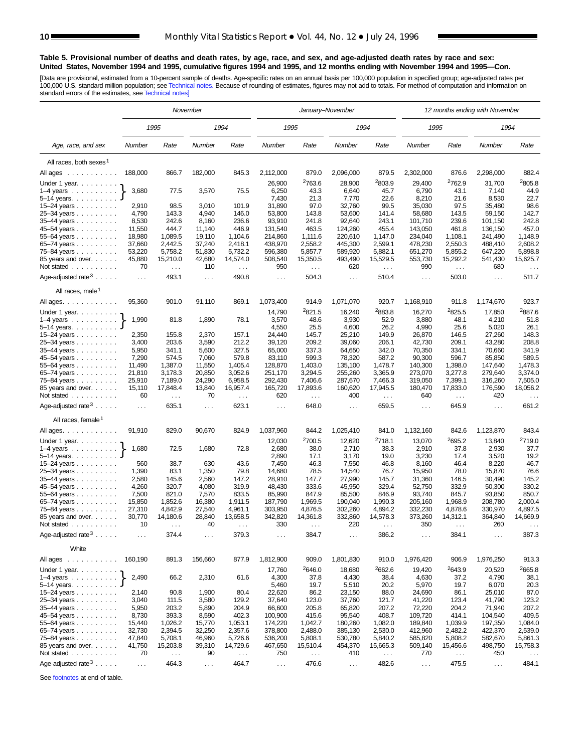**Table 5. Provisional number of deaths and death rates, by age, race, and sex, and age-adjusted death rates by race and sex: United States, November 1994 and 1995, cumulative figures 1994 and 1995, and 12 months ending with November 1994 and 1995—Con.**

[Data are provisional, estimated from a 10-percent sample of deaths. Age-specific rates on an annual basis per 100,000 population in specified group; age-adjusted rates per 100,000 U.S. standard million population; see Technical notes. Because of rounding of estimates, figures may not add to totals. For method of computation and information on standard errors of the estimates, see Technical notes]

| Age, race, and sex | November | | | | January–November | | | | 12 months ending with November | | | |
|---|---|---|---|---|---|---|---|---|---|---|---|---|
| | 1995 | | 1994 | | 1995 | | 1994 | | 1995 | | 1994 | |
| | Number | Rate | Number | Rate | Number | Rate | Number | Rate | Number | Rate | Number | Rate |
| **All races, both sexes[1]** | | | | | | | | | | | | |
| All ages | 188,000 | 866.7 | 182,000 | 845.3 | 2,112,000 | 879.0 | 2,096,000 | 879.5 | 2,302,000 | 876.6 | 2,298,000 | 882.4 |
| Under 1 year | 3,680 | 77.5 | 3,570 | 75.5 | 26,900 | [2]763.6 | 28,900 | [2]803.9 | 29,400 | [2]762.9 | 31,700 | [2]805.8 |
| 1–4 years | | | | | 6,250 | 43.3 | 6,640 | 45.7 | 6,790 | 43.1 | 7,140 | 44.9 |
| 5–14 years | | | | | 7,430 | 21.3 | 7,770 | 22.6 | 8,210 | 21.6 | 8,530 | 22.7 |
| 15–24 years | 2,910 | 98.5 | 3,010 | 101.9 | 31,890 | 97.0 | 32,760 | 99.5 | 35,030 | 97.5 | 35,480 | 98.6 |
| 25–34 years | 4,790 | 143.3 | 4,940 | 146.0 | 53,800 | 143.8 | 53,600 | 141.4 | 58,680 | 143.5 | 59,150 | 142.7 |
| 35–44 years | 8,530 | 242.6 | 8,160 | 236.6 | 93,910 | 241.8 | 92,640 | 243.1 | 101,710 | 239.6 | 101,150 | 242.8 |
| 45–54 years | 11,550 | 444.7 | 11,140 | 446.9 | 131,540 | 463.5 | 124,260 | 455.4 | 143,050 | 461.8 | 136,150 | 457.0 |
| 55–64 years | 18,980 | 1,089.5 | 19,110 | 1,104.6 | 214,860 | 1,111.6 | 220,610 | 1,147.0 | 234,040 | 1,108.1 | 241,490 | 1,148.9 |
| 65–74 years | 37,660 | 2,442.5 | 37,240 | 2,418.1 | 438,970 | 2,558.2 | 445,300 | 2,599.1 | 478,230 | 2,550.3 | 488,410 | 2,608.2 |
| 75–84 years | 53,220 | 5,758.2 | 51,830 | 5,732.2 | 596,380 | 5,857.7 | 589,920 | 5,882.1 | 651,270 | 5,855.2 | 647,220 | 5,898.8 |
| 85 years and over | 45,880 | 15,210.0 | 42,680 | 14,574.0 | 508,540 | 15,350.5 | 493,490 | 15,529.5 | 553,730 | 15,292.2 | 541,430 | 15,625.7 |
| Not stated | 70 | . . . | 110 | . . . | 950 | . . . | 620 | . . . | 990 | . . . | 680 | . . . |
| Age-adjusted rate[3] | . . . | 493.1 | . . . | 490.8 | . . . | 504.3 | . . . | 510.4 | . . . | 503.0 | . . . | 511.7 |
| **All races, male[1]** | | | | | | | | | | | | |
| All ages | 95,360 | 901.0 | 91,110 | 869.1 | 1,073,400 | 914.9 | 1,071,070 | 920.7 | 1,168,910 | 911.8 | 1,174,670 | 923.7 |
| Under 1 year | 1,990 | 81.8 | 1,890 | 78.1 | 14,790 | [2]821.5 | 16,240 | [2]883.8 | 16,270 | [2]825.5 | 17,850 | [2]887.6 |
| 1–4 years | | | | | 3,570 | 48.6 | 3,930 | 52.9 | 3,880 | 48.1 | 4,210 | 51.8 |
| 5–14 years | | | | | 4,550 | 25.5 | 4,600 | 26.2 | 4,990 | 25.6 | 5,020 | 26.1 |
| 15–24 years | 2,350 | 155.8 | 2,370 | 157.1 | 24,440 | 145.7 | 25,210 | 149.9 | 26,870 | 146.5 | 27,260 | 148.3 |
| 25–34 years | 3,400 | 203.6 | 3,590 | 212.2 | 39,120 | 209.2 | 39,060 | 206.1 | 42,730 | 209.1 | 43,280 | 208.8 |
| 35–44 years | 5,950 | 341.1 | 5,600 | 327.5 | 65,000 | 337.3 | 64,650 | 342.0 | 70,350 | 334.1 | 70,660 | 341.9 |
| 45–54 years | 7,290 | 574.5 | 7,060 | 579.8 | 83,110 | 599.3 | 78,320 | 587.2 | 90,300 | 596.7 | 85,850 | 589.5 |
| 55–64 years | 11,490 | 1,387.0 | 11,550 | 1,405.4 | 128,870 | 1,403.0 | 135,100 | 1,478.7 | 140,300 | 1,398.0 | 147,640 | 1,478.3 |
| 65–74 years | 21,810 | 3,178.3 | 20,850 | 3,052.6 | 251,170 | 3,294.5 | 255,260 | 3,365.9 | 273,070 | 3,277.8 | 279,640 | 3,374.0 |
| 75–84 years | 25,910 | 7,189.0 | 24,290 | 6,958.5 | 292,430 | 7,406.6 | 287,670 | 7,466.3 | 319,050 | 7,399.1 | 316,260 | 7,505.0 |
| 85 years and over | 15,110 | 17,848.4 | 13,840 | 16,957.4 | 165,720 | 17,893.6 | 160,620 | 17,945.5 | 180,470 | 17,833.0 | 176,590 | 18,056.2 |
| Not stated | 60 | . . . | 70 | . . . | 620 | . . . | 400 | . . . | 640 | . . . | 420 | . . . |
| Age-adjusted rate[3] | . . . | 635.1 | . . . | 623.1 | . . . | 648.0 | . . . | 659.5 | . . . | 645.9 | . . . | 661.2 |
| **All races, female[1]** | | | | | | | | | | | | |
| All ages | 91,910 | 829.0 | 90,670 | 824.9 | 1,037,960 | 844.2 | 1,025,410 | 841.0 | 1,132,160 | 842.6 | 1,123,870 | 843.4 |
| Under 1 year | 1,680 | 72.5 | 1,680 | 72.8 | 12,030 | [2]700.5 | 12,620 | [2]718.1 | 13,070 | [2]695.2 | 13,840 | [2]719.0 |
| 1–4 years | | | | | 2,680 | 38.0 | 2,710 | 38.3 | 2,910 | 37.8 | 2,930 | 37.7 |
| 5–14 years | | | | | 2,890 | 17.1 | 3,170 | 19.0 | 3,230 | 17.4 | 3,520 | 19.2 |
| 15–24 years | 560 | 38.7 | 630 | 43.6 | 7,450 | 46.3 | 7,550 | 46.8 | 8,160 | 46.4 | 8,220 | 46.7 |
| 25–34 years | 1,390 | 83.1 | 1,350 | 79.8 | 14,680 | 78.5 | 14,540 | 76.7 | 15,950 | 78.0 | 15,870 | 76.6 |
| 35–44 years | 2,580 | 145.6 | 2,560 | 147.2 | 28,910 | 147.7 | 27,990 | 145.7 | 31,360 | 146.5 | 30,490 | 145.2 |
| 45–54 years | 4,260 | 320.7 | 4,080 | 319.9 | 48,430 | 333.6 | 45,950 | 329.4 | 52,750 | 332.9 | 50,300 | 330.2 |
| 55–64 years | 7,500 | 821.0 | 7,570 | 833.5 | 85,990 | 847.9 | 85,500 | 846.9 | 93,740 | 845.7 | 93,850 | 850.7 |
| 65–74 years | 15,850 | 1,852.6 | 16,380 | 1,911.5 | 187,790 | 1,969.5 | 190,040 | 1,990.3 | 205,160 | 1,968.9 | 208,780 | 2,000.4 |
| 75–84 years | 27,310 | 4,842.9 | 27,540 | 4,961.1 | 303,950 | 4,876.5 | 302,260 | 4,894.2 | 332,230 | 4,878.6 | 330,970 | 4,897.5 |
| 85 years and over | 30,770 | 14,180.6 | 28,840 | 13,658.5 | 342,820 | 14,361.8 | 332,860 | 14,578.3 | 373,260 | 14,312.1 | 364,840 | 14,669.9 |
| Not stated | 10 | . . . | 40 | . . . | 330 | . . . | 220 | . . . | 350 | . . . | 260 | . . . |
| Age-adjusted rate[3] | . . . | 374.4 | . . . | 379.3 | . . . | 384.7 | . . . | 386.2 | . . . | 384.1 | . . . | 387.3 |
| **White** | | | | | | | | | | | | |
| All ages | 160,190 | 891.3 | 156,660 | 877.9 | 1,812,900 | 909.0 | 1,801,830 | 910.0 | 1,976,420 | 906.9 | 1,976,250 | 913.3 |
| Under 1 year | 2,490 | 66.2 | 2,310 | 61.6 | 17,760 | [2]646.0 | 18,680 | [2]662.6 | 19,420 | [2]643.9 | 20,520 | [2]665.8 |
| 1–4 years | | | | | 4,300 | 37.8 | 4,430 | 38.4 | 4,630 | 37.2 | 4,790 | 38.1 |
| 5–14 years | | | | | 5,460 | 19.7 | 5,510 | 20.2 | 5,970 | 19.7 | 6,070 | 20.3 |
| 15–24 years | 2,140 | 90.8 | 1,900 | 80.4 | 22,620 | 86.2 | 23,150 | 88.0 | 24,690 | 86.1 | 25,010 | 87.0 |
| 25–34 years | 3,040 | 111.5 | 3,580 | 129.2 | 37,640 | 123.0 | 37,760 | 121.7 | 41,220 | 123.4 | 41,790 | 123.2 |
| 35–44 years | 5,950 | 203.2 | 5,890 | 204.9 | 66,600 | 205.8 | 65,820 | 207.2 | 72,220 | 204.2 | 71,940 | 207.2 |
| 45–54 years | 8,730 | 393.3 | 8,590 | 402.3 | 100,900 | 415.6 | 95,540 | 408.7 | 109,720 | 414.1 | 104,540 | 409.5 |
| 55–64 years | 15,440 | 1,026.2 | 15,770 | 1,053.1 | 174,220 | 1,042.7 | 180,260 | 1,082.0 | 189,840 | 1,039.9 | 197,350 | 1,084.0 |
| 65–74 years | 32,730 | 2,394.5 | 32,250 | 2,357.6 | 378,800 | 2,488.0 | 385,130 | 2,530.0 | 412,960 | 2,482.2 | 422,370 | 2,539.0 |
| 75–84 years | 47,840 | 5,708.1 | 46,960 | 5,726.6 | 536,200 | 5,808.1 | 530,780 | 5,840.2 | 585,820 | 5,808.2 | 582,670 | 5,861.3 |
| 85 years and over | 41,750 | 15,203.8 | 39,310 | 14,729.6 | 467,650 | 15,510.4 | 454,370 | 15,665.3 | 509,140 | 15,456.6 | 498,750 | 15,758.3 |
| Not stated | 70 | . . . | 90 | . . . | 750 | . . . | 410 | . . . | 770 | . . . | 450 | . . . |
| Age-adjusted rate[3] | . . . | 464.3 | . . . | 464.7 | . . . | 476.6 | . . . | 482.6 | . . . | 475.5 | . . . | 484.1 |

Note: For the November columns, the figures shown on the "Under 1 year" rows are for ages under 1–14 years combined (Under 1 year, 1–4 years, and 5–14 years are bracketed together in the source).

See footnotes at end of table.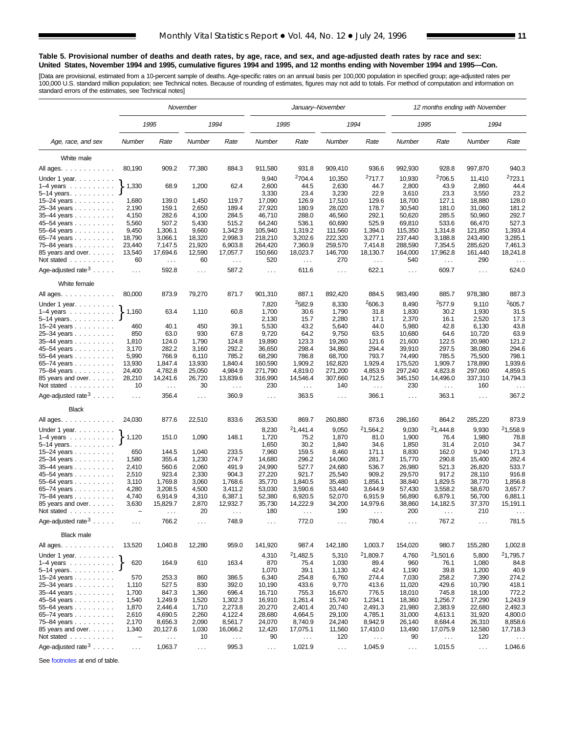### Table 5. Provisional number of deaths and death rates, by age, race, and sex, and age-adjusted death rates by race and sex: United States, November 1994 and 1995, cumulative figures 1994 and 1995, and 12 months ending with November 1994 and 1995—Con.

[Data are provisional, estimated from a 10-percent sample of deaths. Age-specific rates on an annual basis per 100,000 population in specified group; age-adjusted rates per 100,000 U.S. standard million population; see Technical notes. Because of rounding of estimates, figures may not add to totals. For method of computation and information on standard errors of the estimates, see Technical notes]

| Age, race, and sex | November | | | | January–November | | | | 12 months ending with November | | | |
|---|---|---|---|---|---|---|---|---|---|---|---|---|
| | 1995 | | 1994 | | 1995 | | 1994 | | 1995 | | 1994 | |
| | Number | Rate | Number | Rate | Number | Rate | Number | Rate | Number | Rate | Number | Rate |
| **White male** | | | | | | | | | | | | |
| All ages | 80,190 | 909.2 | 77,380 | 884.3 | 911,580 | 931.8 | 909,410 | 936.6 | 992,930 | 928.8 | 997,870 | 940.3 |
| Under 1 year | 1,330 | 68.9 | 1,200 | 62.4 | 9,940 | [2]704.4 | 10,350 | [2]717.7 | 10,930 | [2]706.5 | 11,410 | [2]723.1 |
| 1–4 years | | | | | 2,600 | 44.5 | 2,630 | 44.7 | 2,800 | 43.9 | 2,860 | 44.4 |
| 5–14 years | | | | | 3,330 | 23.4 | 3,230 | 22.9 | 3,610 | 23.3 | 3,550 | 23.2 |
| 15–24 years | 1,680 | 139.0 | 1,450 | 119.7 | 17,090 | 126.9 | 17,510 | 129.6 | 18,700 | 127.1 | 18,880 | 128.0 |
| 25–34 years | 2,190 | 159.1 | 2,650 | 189.4 | 27,920 | 180.9 | 28,020 | 178.7 | 30,540 | 181.0 | 31,060 | 181.2 |
| 35–44 years | 4,150 | 282.6 | 4,100 | 284.5 | 46,710 | 288.0 | 46,560 | 292.1 | 50,620 | 285.5 | 50,960 | 292.7 |
| 45–54 years | 5,560 | 507.2 | 5,430 | 515.2 | 64,240 | 536.1 | 60,690 | 525.9 | 69,810 | 533.6 | 66,470 | 527.3 |
| 55–64 years | 9,450 | 1,306.1 | 9,660 | 1,342.9 | 105,940 | 1,319.2 | 111,560 | 1,394.0 | 115,350 | 1,314.8 | 121,850 | 1,393.4 |
| 65–74 years | 18,790 | 3,066.1 | 18,320 | 2,998.3 | 218,210 | 3,202.6 | 222,320 | 3,277.1 | 237,440 | 3,188.8 | 243,490 | 3,285.1 |
| 75–84 years | 23,440 | 7,147.5 | 21,920 | 6,903.8 | 264,420 | 7,360.9 | 259,570 | 7,414.8 | 288,590 | 7,354.5 | 285,620 | 7,461.3 |
| 85 years and over | 13,540 | 17,694.6 | 12,590 | 17,057.7 | 150,660 | 18,023.7 | 146,700 | 18,130.7 | 164,000 | 17,962.8 | 161,440 | 18,241.8 |
| Not stated | 60 | . . . | 60 | . . . | 520 | . . . | 270 | . . . | 540 | . . . | 290 | . . . |
| Age-adjusted rate [3] | . . . | 592.8 | . . . | 587.2 | . . . | 611.6 | . . . | 622.1 | . . . | 609.7 | . . . | 624.0 |
| **White female** | | | | | | | | | | | | |
| All ages | 80,000 | 873.9 | 79,270 | 871.7 | 901,310 | 887.1 | 892,420 | 884.5 | 983,490 | 885.7 | 978,380 | 887.3 |
| Under 1 year | 1,160 | 63.4 | 1,110 | 60.8 | 7,820 | [2]582.9 | 8,330 | [2]606.3 | 8,490 | [2]577.9 | 9,110 | [2]605.7 |
| 1–4 years | | | | | 1,700 | 30.6 | 1,790 | 31.8 | 1,830 | 30.2 | 1,930 | 31.5 |
| 5–14 years | | | | | 2,130 | 15.7 | 2,280 | 17.1 | 2,370 | 16.1 | 2,520 | 17.3 |
| 15–24 years | 460 | 40.1 | 450 | 39.1 | 5,530 | 43.2 | 5,640 | 44.0 | 5,980 | 42.8 | 6,130 | 43.8 |
| 25–34 years | 850 | 63.0 | 930 | 67.8 | 9,720 | 64.2 | 9,750 | 63.5 | 10,680 | 64.6 | 10,720 | 63.9 |
| 35–44 years | 1,810 | 124.0 | 1,790 | 124.8 | 19,890 | 123.3 | 19,260 | 121.6 | 21,600 | 122.5 | 20,980 | 121.2 |
| 45–54 years | 3,170 | 282.2 | 3,160 | 292.2 | 36,650 | 298.4 | 34,860 | 294.4 | 39,910 | 297.5 | 38,080 | 294.6 |
| 55–64 years | 5,990 | 766.9 | 6,110 | 785.2 | 68,290 | 786.8 | 68,700 | 793.7 | 74,490 | 785.5 | 75,500 | 798.1 |
| 65–74 years | 13,930 | 1,847.4 | 13,930 | 1,840.4 | 160,590 | 1,909.2 | 162,820 | 1,929.4 | 175,520 | 1,909.7 | 178,890 | 1,939.6 |
| 75–84 years | 24,400 | 4,782.8 | 25,050 | 4,984.9 | 271,790 | 4,819.0 | 271,200 | 4,853.9 | 297,240 | 4,823.8 | 297,060 | 4,859.5 |
| 85 years and over | 28,210 | 14,241.6 | 26,720 | 13,839.6 | 316,990 | 14,546.4 | 307,660 | 14,712.5 | 345,150 | 14,496.0 | 337,310 | 14,794.3 |
| Not stated | 10 | . . . | 30 | . . . | 230 | . . . | 140 | . . . | 230 | . . . | 160 | . . . |
| Age-adjusted rate [3] | . . . | 356.4 | . . . | 360.9 | . . . | 363.5 | . . . | 366.1 | . . . | 363.1 | . . . | 367.2 |
| **Black** | | | | | | | | | | | | |
| All ages | 24,030 | 877.6 | 22,510 | 833.6 | 263,530 | 869.7 | 260,880 | 873.6 | 286,160 | 864.2 | 285,220 | 873.9 |
| Under 1 year | 1,120 | 151.0 | 1,090 | 148.1 | 8,230 | [2]1,441.4 | 9,050 | [2]1,564.2 | 9,030 | [2]1,444.8 | 9,930 | [2]1,558.9 |
| 1–4 years | | | | | 1,720 | 75.2 | 1,870 | 81.0 | 1,900 | 76.4 | 1,980 | 78.8 |
| 5–14 years | | | | | 1,650 | 30.2 | 1,840 | 34.6 | 1,850 | 31.4 | 2,010 | 34.7 |
| 15–24 years | 650 | 144.5 | 1,040 | 233.5 | 7,960 | 159.5 | 8,460 | 171.1 | 8,830 | 162.0 | 9,240 | 171.3 |
| 25–34 years | 1,580 | 355.4 | 1,230 | 274.7 | 14,680 | 296.2 | 14,060 | 281.7 | 15,770 | 290.8 | 15,400 | 282.4 |
| 35–44 years | 2,410 | 560.6 | 2,060 | 491.9 | 24,990 | 527.7 | 24,680 | 536.7 | 26,980 | 521.3 | 26,820 | 533.7 |
| 45–54 years | 2,510 | 923.4 | 2,330 | 904.3 | 27,220 | 921.7 | 25,540 | 909.2 | 29,570 | 917.2 | 28,110 | 916.8 |
| 55–64 years | 3,110 | 1,769.8 | 3,060 | 1,768.6 | 35,770 | 1,840.5 | 35,480 | 1,856.1 | 38,840 | 1,829.5 | 38,770 | 1,856.8 |
| 65–74 years | 4,280 | 3,208.5 | 4,500 | 3,411.2 | 53,030 | 3,590.6 | 53,440 | 3,644.9 | 57,430 | 3,558.2 | 58,670 | 3,657.7 |
| 75–84 years | 4,740 | 6,914.9 | 4,310 | 6,387.1 | 52,380 | 6,920.5 | 52,070 | 6,915.9 | 56,890 | 6,879.1 | 56,700 | 6,881.1 |
| 85 years and over | 3,630 | 15,829.7 | 2,870 | 12,932.7 | 35,730 | 14,222.9 | 34,200 | 14,979.6 | 38,860 | 14,182.5 | 37,370 | 15,191.1 |
| Not stated | – | . . . | 20 | . . . | 180 | . . . | 190 | . . . | 200 | . . . | 210 | . . . |
| Age-adjusted rate [3] | . . . | 766.2 | . . . | 748.9 | . . . | 772.0 | . . . | 780.4 | . . . | 767.2 | . . . | 781.5 |
| **Black male** | | | | | | | | | | | | |
| All ages | 13,520 | 1,040.8 | 12,280 | 959.0 | 141,920 | 987.4 | 142,180 | 1,003.7 | 154,020 | 980.7 | 155,280 | 1,002.8 |
| Under 1 year | 620 | 164.9 | 610 | 163.4 | 4,310 | [2]1,482.5 | 5,310 | [2]1,809.7 | 4,760 | [2]1,501.6 | 5,800 | [2]1,795.7 |
| 1–4 years | | | | | 870 | 75.4 | 1,030 | 89.4 | 960 | 76.1 | 1,080 | 84.8 |
| 5–14 years | | | | | 1,070 | 39.1 | 1,130 | 42.4 | 1,190 | 39.8 | 1,200 | 40.9 |
| 15–24 years | 570 | 253.3 | 860 | 386.5 | 6,340 | 254.8 | 6,760 | 274.4 | 7,030 | 258.2 | 7,390 | 274.2 |
| 25–34 years | 1,110 | 527.5 | 830 | 392.0 | 10,190 | 433.6 | 9,770 | 413.6 | 11,020 | 429.6 | 10,790 | 418.1 |
| 35–44 years | 1,700 | 847.3 | 1,360 | 696.4 | 16,710 | 755.3 | 16,670 | 776.5 | 18,010 | 745.8 | 18,100 | 772.2 |
| 45–54 years | 1,540 | 1,249.9 | 1,520 | 1,302.3 | 16,910 | 1,261.4 | 15,740 | 1,234.1 | 18,360 | 1,256.7 | 17,290 | 1,243.9 |
| 55–64 years | 1,870 | 2,446.4 | 1,710 | 2,273.8 | 20,270 | 2,401.4 | 20,740 | 2,491.3 | 21,980 | 2,383.9 | 22,680 | 2,492.3 |
| 65–74 years | 2,610 | 4,690.5 | 2,260 | 4,122.4 | 28,680 | 4,664.5 | 29,100 | 4,785.1 | 31,000 | 4,613.1 | 31,920 | 4,800.0 |
| 75–84 years | 2,170 | 8,656.3 | 2,090 | 8,561.7 | 24,070 | 8,740.9 | 24,240 | 8,942.9 | 26,140 | 8,684.4 | 26,310 | 8,858.6 |
| 85 years and over | 1,340 | 20,127.6 | 1,030 | 16,066.2 | 12,420 | 17,075.1 | 11,560 | 17,410.0 | 13,490 | 17,075.9 | 12,580 | 17,718.3 |
| Not stated | – | . . . | 10 | . . . | 90 | . . . | 120 | . . . | 90 | . . . | 120 | . . . |
| Age-adjusted rate [3] | . . . | 1,063.7 | . . . | 995.3 | . . . | 1,021.9 | . . . | 1,045.9 | . . . | 1,015.5 | . . . | 1,046.6 |

Note: For November columns, the number and rate shown on the "Under 1 year" row apply to the combined group under 1 year, 1–4 years, and 5–14 years.

See footnotes at end of table.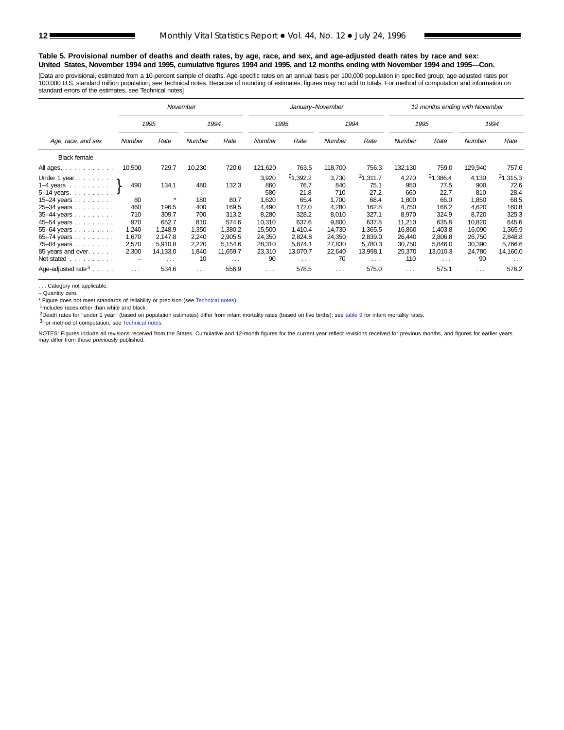**Table 5. Provisional number of deaths and death rates, by age, race, and sex, and age-adjusted death rates by race and sex: United States, November 1994 and 1995, cumulative figures 1994 and 1995, and 12 months ending with November 1994 and 1995—Con.**

[Data are provisional, estimated from a 10-percent sample of deaths. Age-specific rates on an annual basis per 100,000 population in specified group; age-adjusted rates per 100,000 U.S. standard million population; see Technical notes. Because of rounding of estimates, figures may not add to totals. For method of computation and information on standard errors of the estimates, see Technical notes]

| Age, race, and sex | November | | | | January–November | | | | 12 months ending with November | | | |
|---|---|---|---|---|---|---|---|---|---|---|---|---|
| | 1995 | | 1994 | | 1995 | | 1994 | | 1995 | | 1994 | |
| | Number | Rate | Number | Rate | Number | Rate | Number | Rate | Number | Rate | Number | Rate |
| **Black female** | | | | | | | | | | | | |
| All ages | 10,500 | 729.7 | 10,230 | 720.6 | 121,620 | 763.5 | 118,700 | 756.3 | 132,130 | 759.0 | 129,940 | 757.6 |
| Under 1 year | 490 | 134.1 | 480 | 132.3 | 3,920 | [2]1,392.2 | 3,730 | [2]1,311.7 | 4,270 | [2]1,386.4 | 4,130 | [2]1,315.3 |
| 1–4 years | | | | | 860 | 76.7 | 840 | 75.1 | 950 | 77.5 | 900 | 72.6 |
| 5–14 years | | | | | 580 | 21.8 | 710 | 27.2 | 660 | 22.7 | 810 | 28.4 |
| 15–24 years | 80 | * | 180 | 80.7 | 1,620 | 65.4 | 1,700 | 68.4 | 1,800 | 66.0 | 1,850 | 68.5 |
| 25–34 years | 460 | 196.5 | 400 | 169.5 | 4,490 | 172.0 | 4,280 | 162.8 | 4,750 | 166.2 | 4,620 | 160.8 |
| 35–44 years | 710 | 309.7 | 700 | 313.2 | 8,280 | 328.2 | 8,010 | 327.1 | 8,970 | 324.9 | 8,720 | 325.3 |
| 45–54 years | 970 | 652.7 | 810 | 574.6 | 10,310 | 637.6 | 9,800 | 637.8 | 11,210 | 635.8 | 10,820 | 645.6 |
| 55–64 years | 1,240 | 1,248.9 | 1,350 | 1,380.2 | 15,500 | 1,410.4 | 14,730 | 1,365.5 | 16,860 | 1,403.8 | 16,090 | 1,365.9 |
| 65–74 years | 1,670 | 2,147.8 | 2,240 | 2,905.5 | 24,350 | 2,824.8 | 24,350 | 2,839.0 | 26,440 | 2,806.8 | 26,750 | 2,848.8 |
| 75–84 years | 2,570 | 5,910.8 | 2,220 | 5,154.6 | 28,310 | 5,874.1 | 27,830 | 5,780.3 | 30,750 | 5,846.0 | 30,390 | 5,766.6 |
| 85 years and over | 2,300 | 14,133.0 | 1,840 | 11,659.7 | 23,310 | 13,070.7 | 22,640 | 13,998.1 | 25,370 | 13,010.3 | 24,780 | 14,160.0 |
| Not stated | – | . . . | 10 | . . . | 90 | . . . | 70 | . . . | 110 | . . . | 90 | . . . |
| Age-adjusted rate[3] | . . . | 534.6 | . . . | 556.9 | . . . | 578.5 | . . . | 575.0 | . . . | 575.1 | . . . | 576.2 |

Note: For November 1995 and 1994, the figures for "Under 1 year," "1–4 years," and "5–14 years" are combined (bracketed) in the source.

. . . Category not applicable.
– Quantity zero.
* Figure does not meet standards of reliability or precision (see Technical notes).
[1]Includes races other than white and black.
[2]Death rates for "under 1 year" (based on population estimates) differ from infant mortality rates (based on live births); see table 9 for infant mortality rates.
[3]For method of computation, see Technical notes.

NOTES: Figures include all revisions received from the States. Cumulative and 12-month figures for the current year reflect revisions received for previous months, and figures for earlier years may differ from those previously published.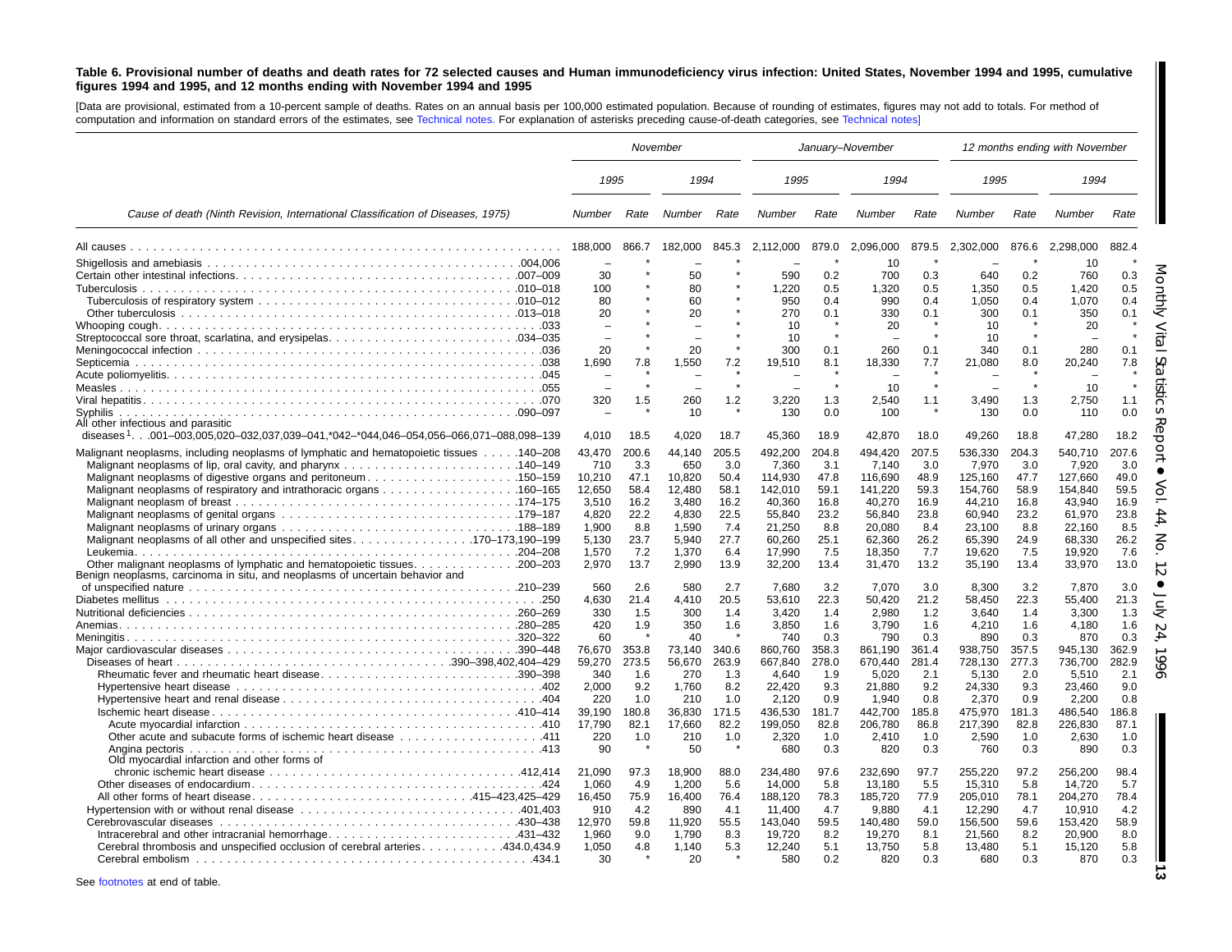**Table 6. Provisional number of deaths and death rates for 72 selected causes and Human immunodeficiency virus infection: United States, November 1994 and 1995, cumulative figures 1994 and 1995, and 12 months ending with November 1994 and 1995**

[Data are provisional, estimated from a 10-percent sample of deaths. Rates on an annual basis per 100,000 estimated population. Because of rounding of estimates, figures may not add to totals. For method of computation and information on standard errors of the estimates, see Technical notes. For explanation of asterisks preceding cause-of-death categories, see Technical notes]

| Cause of death (Ninth Revision, International Classification of Diseases, 1975) | November | | | | January–November | | | | 12 months ending with November | | | |
|---|---|---|---|---|---|---|---|---|---|---|---|---|
| | 1995 | | 1994 | | 1995 | | 1994 | | 1995 | | 1994 | |
| | Number | Rate | Number | Rate | Number | Rate | Number | Rate | Number | Rate | Number | Rate |
| All causes | 188,000 | 866.7 | 182,000 | 845.3 | 2,112,000 | 879.0 | 2,096,000 | 879.5 | 2,302,000 | 876.6 | 2,298,000 | 882.4 |
| Shigellosis and amebiasis .004,006 | – | * | – | * | – | * | 10 | * | – | * | 10 | * |
| Certain other intestinal infections .007–009 | 30 | * | 50 | * | 590 | 0.2 | 700 | 0.3 | 640 | 0.2 | 760 | 0.3 |
| Tuberculosis .010–018 | 100 | * | 80 | * | 1,220 | 0.5 | 1,320 | 0.5 | 1,350 | 0.5 | 1,420 | 0.5 |
| Tuberculosis of respiratory system .010–012 | 80 | * | 60 | * | 950 | 0.4 | 990 | 0.4 | 1,050 | 0.4 | 1,070 | 0.4 |
| Other tuberculosis .013–018 | 20 | * | 20 | * | 270 | 0.1 | 330 | 0.1 | 300 | 0.1 | 350 | 0.1 |
| Whooping cough .033 | – | * | – | * | 10 | * | 20 | * | 10 | * | 20 | * |
| Streptococcal sore throat, scarlatina, and erysipelas .034–035 | – | * | – | * | 10 | * | – | * | 10 | * | – | * |
| Meningococcal infection .036 | 20 | * | 20 | * | 300 | 0.1 | 260 | 0.1 | 340 | 0.1 | 280 | 0.1 |
| Septicemia .038 | 1,690 | 7.8 | 1,550 | 7.2 | 19,510 | 8.1 | 18,330 | 7.7 | 21,080 | 8.0 | 20,240 | 7.8 |
| Acute poliomyelitis .045 | – | * | – | * | – | * | – | * | – | * | – | * |
| Measles .055 | – | * | – | * | – | * | 10 | * | – | * | 10 | * |
| Viral hepatitis .070 | 320 | 1.5 | 260 | 1.2 | 3,220 | 1.3 | 2,540 | 1.1 | 3,490 | 1.3 | 2,750 | 1.1 |
| Syphilis .090–097 | – | * | 10 | * | 130 | 0.0 | 100 | * | 130 | 0.0 | 110 | 0.0 |
| All other infectious and parasitic diseases[1] .001–003,005,020–032,037,039–041,*042–*044,046–054,056–066,071–088,098–139 | 4,010 | 18.5 | 4,020 | 18.7 | 45,360 | 18.9 | 42,870 | 18.0 | 49,260 | 18.8 | 47,280 | 18.2 |
| Malignant neoplasms, including neoplasms of lymphatic and hematopoietic tissues .140–208 | 43,470 | 200.6 | 44,140 | 205.5 | 492,200 | 204.8 | 494,420 | 207.5 | 536,330 | 204.3 | 540,710 | 207.6 |
| Malignant neoplasms of lip, oral cavity, and pharynx .140–149 | 710 | 3.3 | 650 | 3.0 | 7,360 | 3.1 | 7,140 | 3.0 | 7,970 | 3.0 | 7,920 | 3.0 |
| Malignant neoplasms of digestive organs and peritoneum .150–159 | 10,210 | 47.1 | 10,820 | 50.4 | 114,930 | 47.8 | 116,690 | 48.9 | 125,160 | 47.7 | 127,660 | 49.0 |
| Malignant neoplasms of respiratory and intrathoracic organs .160–165 | 12,650 | 58.4 | 12,480 | 58.1 | 142,010 | 59.1 | 141,220 | 59.3 | 154,760 | 58.9 | 154,840 | 59.5 |
| Malignant neoplasm of breast .174–175 | 3,510 | 16.2 | 3,480 | 16.2 | 40,360 | 16.8 | 40,270 | 16.9 | 44,210 | 16.8 | 43,940 | 16.9 |
| Malignant neoplasms of genital organs .179–187 | 4,820 | 22.2 | 4,830 | 22.5 | 55,840 | 23.2 | 56,840 | 23.8 | 60,940 | 23.2 | 61,970 | 23.8 |
| Malignant neoplasms of urinary organs .188–189 | 1,900 | 8.8 | 1,590 | 7.4 | 21,250 | 8.8 | 20,080 | 8.4 | 23,100 | 8.8 | 22,160 | 8.5 |
| Malignant neoplasms of all other and unspecified sites .170–173,190–199 | 5,130 | 23.7 | 5,940 | 27.7 | 60,260 | 25.1 | 62,360 | 26.2 | 65,390 | 24.9 | 68,330 | 26.2 |
| Leukemia .204–208 | 1,570 | 7.2 | 1,370 | 6.4 | 17,990 | 7.5 | 18,350 | 7.7 | 19,620 | 7.5 | 19,920 | 7.6 |
| Other malignant neoplasms of lymphatic and hematopoietic tissues .200–203 | 2,970 | 13.7 | 2,990 | 13.9 | 32,200 | 13.4 | 31,470 | 13.2 | 35,190 | 13.4 | 33,970 | 13.0 |
| Benign neoplasms, carcinoma in situ, and neoplasms of uncertain behavior and of unspecified nature .210–239 | 560 | 2.6 | 580 | 2.7 | 7,680 | 3.2 | 7,070 | 3.0 | 8,300 | 3.2 | 7,870 | 3.0 |
| Diabetes mellitus .250 | 4,630 | 21.4 | 4,410 | 20.5 | 53,610 | 22.3 | 50,420 | 21.2 | 58,450 | 22.3 | 55,400 | 21.3 |
| Nutritional deficiencies .260–269 | 330 | 1.5 | 300 | 1.4 | 3,420 | 1.4 | 2,980 | 1.2 | 3,640 | 1.4 | 3,300 | 1.3 |
| Anemias .280–285 | 420 | 1.9 | 350 | 1.6 | 3,850 | 1.6 | 3,790 | 1.6 | 4,210 | 1.6 | 4,180 | 1.6 |
| Meningitis .320–322 | 60 | * | 40 | * | 740 | 0.3 | 790 | 0.3 | 890 | 0.3 | 870 | 0.3 |
| Major cardiovascular diseases .390–448 | 76,670 | 353.8 | 73,140 | 340.6 | 860,760 | 358.3 | 861,190 | 361.4 | 938,750 | 357.5 | 945,130 | 362.9 |
| Diseases of heart .390–398,402,404–429 | 59,270 | 273.5 | 56,670 | 263.9 | 667,840 | 278.0 | 670,440 | 281.4 | 728,130 | 277.3 | 736,700 | 282.9 |
| Rheumatic fever and rheumatic heart disease .390–398 | 340 | 1.6 | 270 | 1.3 | 4,640 | 1.9 | 5,020 | 2.1 | 5,130 | 2.0 | 5,510 | 2.1 |
| Hypertensive heart disease .402 | 2,000 | 9.2 | 1,760 | 8.2 | 22,420 | 9.3 | 21,880 | 9.2 | 24,330 | 9.3 | 23,460 | 9.0 |
| Hypertensive heart and renal disease .404 | 220 | 1.0 | 210 | 1.0 | 2,120 | 0.9 | 1,940 | 0.8 | 2,370 | 0.9 | 2,200 | 0.8 |
| Ischemic heart disease .410–414 | 39,190 | 180.8 | 36,830 | 171.5 | 436,530 | 181.7 | 442,700 | 185.8 | 475,970 | 181.3 | 486,540 | 186.8 |
| Acute myocardial infarction .410 | 17,790 | 82.1 | 17,660 | 82.2 | 199,050 | 82.8 | 206,780 | 86.8 | 217,390 | 82.8 | 226,830 | 87.1 |
| Other acute and subacute forms of ischemic heart disease .411 | 220 | 1.0 | 210 | 1.0 | 2,320 | 1.0 | 2,410 | 1.0 | 2,590 | 1.0 | 2,630 | 1.0 |
| Angina pectoris .413 | 90 | * | 50 | * | 680 | 0.3 | 820 | 0.3 | 760 | 0.3 | 890 | 0.3 |
| Old myocardial infarction and other forms of chronic ischemic heart disease .412,414 | 21,090 | 97.3 | 18,900 | 88.0 | 234,480 | 97.6 | 232,690 | 97.7 | 255,220 | 97.2 | 256,200 | 98.4 |
| Other diseases of endocardium .424 | 1,060 | 4.9 | 1,200 | 5.6 | 14,000 | 5.8 | 13,180 | 5.5 | 15,310 | 5.8 | 14,720 | 5.7 |
| All other forms of heart disease .415–423,425–429 | 16,450 | 75.9 | 16,400 | 76.4 | 188,120 | 78.3 | 185,720 | 77.9 | 205,010 | 78.1 | 204,270 | 78.4 |
| Hypertension with or without renal disease .401,403 | 910 | 4.2 | 890 | 4.1 | 11,400 | 4.7 | 9,880 | 4.1 | 12,290 | 4.7 | 10,910 | 4.2 |
| Cerebrovascular diseases .430–438 | 12,970 | 59.8 | 11,920 | 55.5 | 143,040 | 59.5 | 140,480 | 59.0 | 156,500 | 59.6 | 153,420 | 58.9 |
| Intracerebral and other intracranial hemorrhage .431–432 | 1,960 | 9.0 | 1,790 | 8.3 | 19,720 | 8.2 | 19,270 | 8.1 | 21,560 | 8.2 | 20,900 | 8.0 |
| Cerebral thrombosis and unspecified occlusion of cerebral arteries .434.0,434.9 | 1,050 | 4.8 | 1,140 | 5.3 | 12,240 | 5.1 | 13,750 | 5.8 | 13,480 | 5.1 | 15,120 | 5.8 |
| Cerebral embolism .434.1 | 30 | * | 20 | * | 580 | 0.2 | 820 | 0.3 | 680 | 0.3 | 870 | 0.3 |

See footnotes at end of table.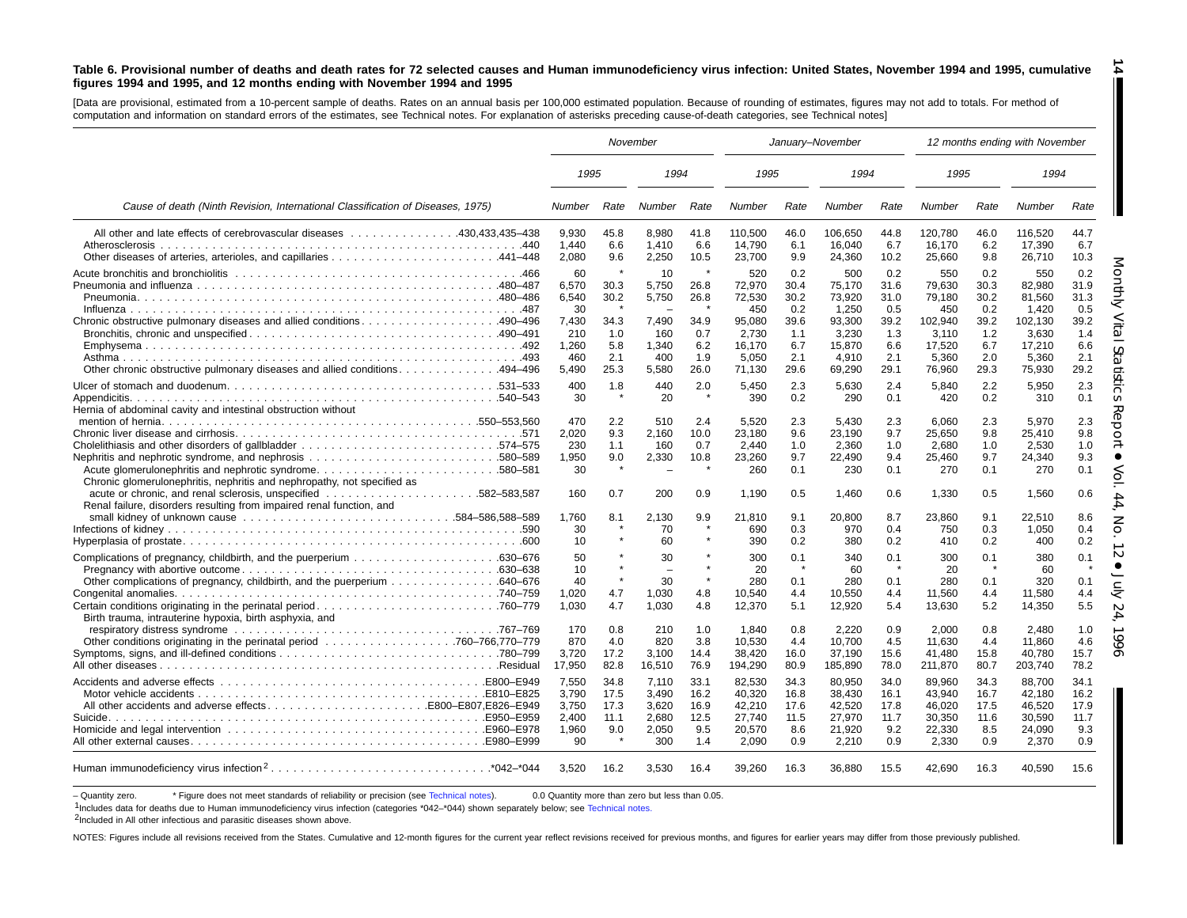**Table 6. Provisional number of deaths and death rates for 72 selected causes and Human immunodeficiency virus infection: United States, November 1994 and 1995, cumulative figures 1994 and 1995, and 12 months ending with November 1994 and 1995**

[Data are provisional, estimated from a 10-percent sample of deaths. Rates on an annual basis per 100,000 estimated population. Because of rounding of estimates, figures may not add to totals. For method of computation and information on standard errors of the estimates, see Technical notes. For explanation of asterisks preceding cause-of-death categories, see Technical notes]

| Cause of death (Ninth Revision, International Classification of Diseases, 1975) | November | | | | January–November | | | | 12 months ending with November | | | |
|---|---|---|---|---|---|---|---|---|---|---|---|---|
| | 1995 | | 1994 | | 1995 | | 1994 | | 1995 | | 1994 | |
| | Number | Rate | Number | Rate | Number | Rate | Number | Rate | Number | Rate | Number | Rate |
| All other and late effects of cerebrovascular diseases .430,433,435–438 | 9,930 | 45.8 | 8,980 | 41.8 | 110,500 | 46.0 | 106,650 | 44.8 | 120,780 | 46.0 | 116,520 | 44.7 |
| Atherosclerosis .440 | 1,440 | 6.6 | 1,410 | 6.6 | 14,790 | 6.1 | 16,040 | 6.7 | 16,170 | 6.2 | 17,390 | 6.7 |
| Other diseases of arteries, arterioles, and capillaries .441–448 | 2,080 | 9.6 | 2,250 | 10.5 | 23,700 | 9.9 | 24,360 | 10.2 | 25,660 | 9.8 | 26,710 | 10.3 |
| Acute bronchitis and bronchiolitis .466 | 60 | * | 10 | * | 520 | 0.2 | 500 | 0.2 | 550 | 0.2 | 550 | 0.2 |
| Pneumonia and influenza .480–487 | 6,570 | 30.3 | 5,750 | 26.8 | 72,970 | 30.4 | 75,170 | 31.6 | 79,630 | 30.3 | 82,980 | 31.9 |
| Pneumonia .480–486 | 6,540 | 30.2 | 5,750 | 26.8 | 72,530 | 30.2 | 73,920 | 31.0 | 79,180 | 30.2 | 81,560 | 31.3 |
| Influenza .487 | 30 | * | – | * | 450 | 0.2 | 1,250 | 0.5 | 450 | 0.2 | 1,420 | 0.5 |
| Chronic obstructive pulmonary diseases and allied conditions .490–496 | 7,430 | 34.3 | 7,490 | 34.9 | 95,080 | 39.6 | 93,300 | 39.2 | 102,940 | 39.2 | 102,130 | 39.2 |
| Bronchitis, chronic and unspecified .490–491 | 210 | 1.0 | 160 | 0.7 | 2,730 | 1.1 | 3,230 | 1.3 | 3,110 | 1.2 | 3,630 | 1.4 |
| Emphysema .492 | 1,260 | 5.8 | 1,340 | 6.2 | 16,170 | 6.7 | 15,870 | 6.6 | 17,520 | 6.7 | 17,210 | 6.6 |
| Asthma .493 | 460 | 2.1 | 400 | 1.9 | 5,050 | 2.1 | 4,910 | 2.1 | 5,360 | 2.0 | 5,360 | 2.1 |
| Other chronic obstructive pulmonary diseases and allied conditions .494–496 | 5,490 | 25.3 | 5,580 | 26.0 | 71,130 | 29.6 | 69,290 | 29.1 | 76,960 | 29.3 | 75,930 | 29.2 |
| Ulcer of stomach and duodenum .531–533 | 400 | 1.8 | 440 | 2.0 | 5,450 | 2.3 | 5,630 | 2.4 | 5,840 | 2.2 | 5,950 | 2.3 |
| Appendicitis .540–543 | 30 | * | 20 | * | 390 | 0.2 | 290 | 0.1 | 420 | 0.2 | 310 | 0.1 |
| Hernia of abdominal cavity and intestinal obstruction without mention of hernia .550–553,560 | 470 | 2.2 | 510 | 2.4 | 5,520 | 2.3 | 5,430 | 2.3 | 6,060 | 2.3 | 5,970 | 2.3 |
| Chronic liver disease and cirrhosis .571 | 2,020 | 9.3 | 2,160 | 10.0 | 23,180 | 9.6 | 23,190 | 9.7 | 25,650 | 9.8 | 25,410 | 9.8 |
| Cholelithiasis and other disorders of gallbladder .574–575 | 230 | 1.1 | 160 | 0.7 | 2,440 | 1.0 | 2,360 | 1.0 | 2,680 | 1.0 | 2,530 | 1.0 |
| Nephritis and nephrotic syndrome, and nephrosis .580–589 | 1,950 | 9.0 | 2,330 | 10.8 | 23,260 | 9.7 | 22,490 | 9.4 | 25,460 | 9.7 | 24,340 | 9.3 |
| Acute glomerulonephritis and nephrotic syndrome .580–581 | 30 | * | – | * | 260 | 0.1 | 230 | 0.1 | 270 | 0.1 | 270 | 0.1 |
| Chronic glomerulonephritis, nephritis and nephropathy, not specified as acute or chronic, and renal sclerosis, unspecified .582–583,587 | 160 | 0.7 | 200 | 0.9 | 1,190 | 0.5 | 1,460 | 0.6 | 1,330 | 0.5 | 1,560 | 0.6 |
| Renal failure, disorders resulting from impaired renal function, and small kidney of unknown cause .584–586,588–589 | 1,760 | 8.1 | 2,130 | 9.9 | 21,810 | 9.1 | 20,800 | 8.7 | 23,860 | 9.1 | 22,510 | 8.6 |
| Infections of kidney .590 | 30 | * | 70 | * | 690 | 0.3 | 970 | 0.4 | 750 | 0.3 | 1,050 | 0.4 |
| Hyperplasia of prostate .600 | 10 | * | 60 | * | 390 | 0.2 | 380 | 0.2 | 410 | 0.2 | 400 | 0.2 |
| Complications of pregnancy, childbirth, and the puerperium .630–676 | 50 | * | 30 | * | 300 | 0.1 | 340 | 0.1 | 300 | 0.1 | 380 | 0.1 |
| Pregnancy with abortive outcome .630–638 | 10 | * | – | * | 20 | * | 60 | * | 20 | * | 60 | * |
| Other complications of pregnancy, childbirth, and the puerperium .640–676 | 40 | * | 30 | * | 280 | 0.1 | 280 | 0.1 | 280 | 0.1 | 320 | 0.1 |
| Congenital anomalies .740–759 | 1,020 | 4.7 | 1,030 | 4.8 | 10,540 | 4.4 | 10,550 | 4.4 | 11,560 | 4.4 | 11,580 | 4.4 |
| Certain conditions originating in the perinatal period .760–779 | 1,030 | 4.7 | 1,030 | 4.8 | 12,370 | 5.1 | 12,920 | 5.4 | 13,630 | 5.2 | 14,350 | 5.5 |
| Birth trauma, intrauterine hypoxia, birth asphyxia, and respiratory distress syndrome .767–769 | 170 | 0.8 | 210 | 1.0 | 1,840 | 0.8 | 2,220 | 0.9 | 2,000 | 0.8 | 2,480 | 1.0 |
| Other conditions originating in the perinatal period .760–766,770–779 | 870 | 4.0 | 820 | 3.8 | 10,530 | 4.4 | 10,700 | 4.5 | 11,630 | 4.4 | 11,860 | 4.6 |
| Symptoms, signs, and ill-defined conditions .780–799 | 3,720 | 17.2 | 3,100 | 14.4 | 38,420 | 16.0 | 37,190 | 15.6 | 41,480 | 15.8 | 40,780 | 15.7 |
| All other diseases .Residual | 17,950 | 82.8 | 16,510 | 76.9 | 194,290 | 80.9 | 185,890 | 78.0 | 211,870 | 80.7 | 203,740 | 78.2 |
| Accidents and adverse effects .E800–E949 | 7,550 | 34.8 | 7,110 | 33.1 | 82,530 | 34.3 | 80,950 | 34.0 | 89,960 | 34.3 | 88,700 | 34.1 |
| Motor vehicle accidents .E810–E825 | 3,790 | 17.5 | 3,490 | 16.2 | 40,320 | 16.8 | 38,430 | 16.1 | 43,940 | 16.7 | 42,180 | 16.2 |
| All other accidents and adverse effects .E800–E807,E826–E949 | 3,750 | 17.3 | 3,620 | 16.9 | 42,210 | 17.6 | 42,520 | 17.8 | 46,020 | 17.5 | 46,520 | 17.9 |
| Suicide .E950–E959 | 2,400 | 11.1 | 2,680 | 12.5 | 27,740 | 11.5 | 27,970 | 11.7 | 30,350 | 11.6 | 30,590 | 11.7 |
| Homicide and legal intervention .E960–E978 | 1,960 | 9.0 | 2,050 | 9.5 | 20,570 | 8.6 | 21,920 | 9.2 | 22,330 | 8.5 | 24,090 | 9.3 |
| All other external causes .E980–E999 | 90 | * | 300 | 1.4 | 2,090 | 0.9 | 2,210 | 0.9 | 2,330 | 0.9 | 2,370 | 0.9 |
| Human immunodeficiency virus infection[2] .*042–*044 | 3,520 | 16.2 | 3,530 | 16.4 | 39,260 | 16.3 | 36,880 | 15.5 | 42,690 | 16.3 | 40,590 | 15.6 |

– Quantity zero. * Figure does not meet standards of reliability or precision (see Technical notes). 0.0 Quantity more than zero but less than 0.05.

[1]Includes data for deaths due to Human immunodeficiency virus infection (categories *042–*044) shown separately below; see Technical notes.

[2]Included in All other infectious and parasitic diseases shown above.

NOTES: Figures include all revisions received from the States. Cumulative and 12-month figures for the current year reflect revisions received for previous months, and figures for earlier years may differ from those previously published.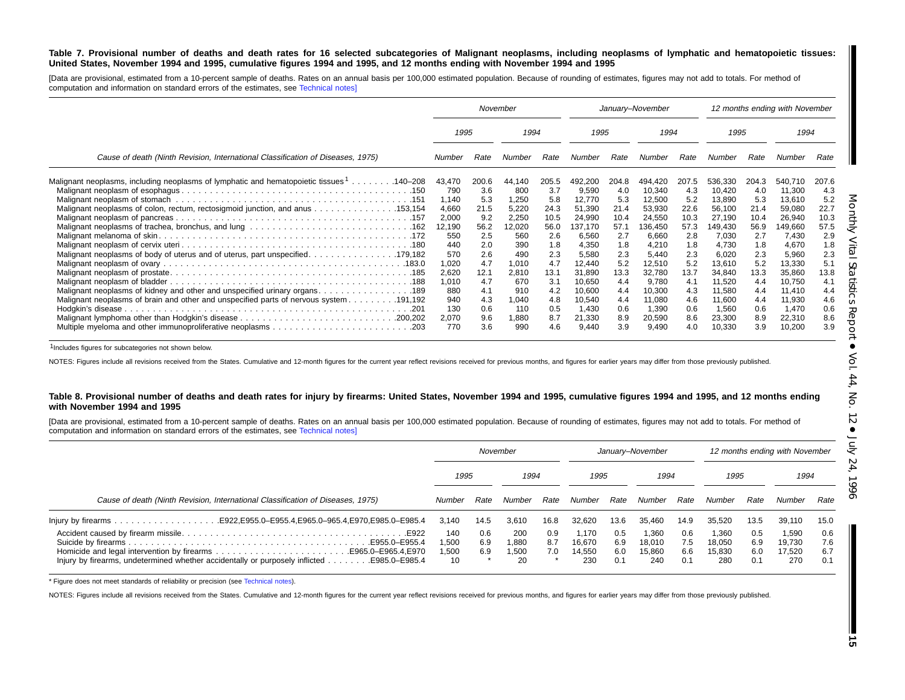**Table 7. Provisional number of deaths and death rates for 16 selected subcategories of Malignant neoplasms, including neoplasms of lymphatic and hematopoietic tissues: United States, November 1994 and 1995, cumulative figures 1994 and 1995, and 12 months ending with November 1994 and 1995**

[Data are provisional, estimated from a 10-percent sample of deaths. Rates on an annual basis per 100,000 estimated population. Because of rounding of estimates, figures may not add to totals. For method of computation and information on standard errors of the estimates, see Technical notes]

| Cause of death (Ninth Revision, International Classification of Diseases, 1975) | November | | | | January–November | | | | 12 months ending with November | | | |
|---|---|---|---|---|---|---|---|---|---|---|---|---|
| | 1995 | | 1994 | | 1995 | | 1994 | | 1995 | | 1994 | |
| | Number | Rate | Number | Rate | Number | Rate | Number | Rate | Number | Rate | Number | Rate |
| Malignant neoplasms, including neoplasms of lymphatic and hematopoietic tissues[1] ........140–208 | 43,470 | 200.6 | 44,140 | 205.5 | 492,200 | 204.8 | 494,420 | 207.5 | 536,330 | 204.3 | 540,710 | 207.6 |
| Malignant neoplasm of esophagus ........150 | 790 | 3.6 | 800 | 3.7 | 9,590 | 4.0 | 10,340 | 4.3 | 10,420 | 4.0 | 11,300 | 4.3 |
| Malignant neoplasm of stomach ........151 | 1,140 | 5.3 | 1,250 | 5.8 | 12,770 | 5.3 | 12,500 | 5.2 | 13,890 | 5.3 | 13,610 | 5.2 |
| Malignant neoplasms of colon, rectum, rectosigmoid junction, and anus ........153,154 | 4,660 | 21.5 | 5,220 | 24.3 | 51,390 | 21.4 | 53,930 | 22.6 | 56,100 | 21.4 | 59,080 | 22.7 |
| Malignant neoplasm of pancreas ........157 | 2,000 | 9.2 | 2,250 | 10.5 | 24,990 | 10.4 | 24,550 | 10.3 | 27,190 | 10.4 | 26,940 | 10.3 |
| Malignant neoplasms of trachea, bronchus, and lung ........162 | 12,190 | 56.2 | 12,020 | 56.0 | 137,170 | 57.1 | 136,450 | 57.3 | 149,430 | 56.9 | 149,660 | 57.5 |
| Malignant melanoma of skin ........172 | 550 | 2.5 | 560 | 2.6 | 6,560 | 2.7 | 6,660 | 2.8 | 7,030 | 2.7 | 7,430 | 2.9 |
| Malignant neoplasm of cervix uteri ........180 | 440 | 2.0 | 390 | 1.8 | 4,350 | 1.8 | 4,210 | 1.8 | 4,730 | 1.8 | 4,670 | 1.8 |
| Malignant neoplasms of body of uterus and of uterus, part unspecified ........179,182 | 570 | 2.6 | 490 | 2.3 | 5,580 | 2.3 | 5,440 | 2.3 | 6,020 | 2.3 | 5,960 | 2.3 |
| Malignant neoplasm of ovary ........183.0 | 1,020 | 4.7 | 1,010 | 4.7 | 12,440 | 5.2 | 12,510 | 5.2 | 13,610 | 5.2 | 13,330 | 5.1 |
| Malignant neoplasm of prostate ........185 | 2,620 | 12.1 | 2,810 | 13.1 | 31,890 | 13.3 | 32,780 | 13.7 | 34,840 | 13.3 | 35,860 | 13.8 |
| Malignant neoplasm of bladder ........188 | 1,010 | 4.7 | 670 | 3.1 | 10,650 | 4.4 | 9,780 | 4.1 | 11,520 | 4.4 | 10,750 | 4.1 |
| Malignant neoplasms of kidney and other and unspecified urinary organs ........189 | 880 | 4.1 | 910 | 4.2 | 10,600 | 4.4 | 10,300 | 4.3 | 11,580 | 4.4 | 11,410 | 4.4 |
| Malignant neoplasms of brain and other and unspecified parts of nervous system ........191,192 | 940 | 4.3 | 1,040 | 4.8 | 10,540 | 4.4 | 11,080 | 4.6 | 11,600 | 4.4 | 11,930 | 4.6 |
| Hodgkin's disease ........201 | 130 | 0.6 | 110 | 0.5 | 1,430 | 0.6 | 1,390 | 0.6 | 1,560 | 0.6 | 1,470 | 0.6 |
| Malignant lymphoma other than Hodgkin's disease ........200,202 | 2,070 | 9.6 | 1,880 | 8.7 | 21,330 | 8.9 | 20,590 | 8.6 | 23,300 | 8.9 | 22,310 | 8.6 |
| Multiple myeloma and other immunoproliferative neoplasms ........203 | 770 | 3.6 | 990 | 4.6 | 9,440 | 3.9 | 9,490 | 4.0 | 10,330 | 3.9 | 10,200 | 3.9 |

[1]Includes figures for subcategories not shown below.

NOTES: Figures include all revisions received from the States. Cumulative and 12-month figures for the current year reflect revisions received for previous months, and figures for earlier years may differ from those previously published.

**Table 8. Provisional number of deaths and death rates for injury by firearms: United States, November 1994 and 1995, cumulative figures 1994 and 1995, and 12 months ending with November 1994 and 1995**

[Data are provisional, estimated from a 10-percent sample of deaths. Rates on an annual basis per 100,000 estimated population. Because of rounding of estimates, figures may not add to totals. For method of computation and information on standard errors of the estimates, see Technical notes]

| Cause of death (Ninth Revision, International Classification of Diseases, 1975) | November | | | | January–November | | | | 12 months ending with November | | | |
|---|---|---|---|---|---|---|---|---|---|---|---|---|
| | 1995 | | 1994 | | 1995 | | 1994 | | 1995 | | 1994 | |
| | Number | Rate | Number | Rate | Number | Rate | Number | Rate | Number | Rate | Number | Rate |
| Injury by firearms ........E922,E955.0–E955.4,E965.0–965.4,E970,E985.0–E985.4 | 3,140 | 14.5 | 3,610 | 16.8 | 32,620 | 13.6 | 35,460 | 14.9 | 35,520 | 13.5 | 39,110 | 15.0 |
| Accident caused by firearm missile ........E922 | 140 | 0.6 | 200 | 0.9 | 1,170 | 0.5 | 1,360 | 0.6 | 1,360 | 0.5 | 1,590 | 0.6 |
| Suicide by firearms ........E955.0–E955.4 | 1,500 | 6.9 | 1,880 | 8.7 | 16,670 | 6.9 | 18,010 | 7.5 | 18,050 | 6.9 | 19,730 | 7.6 |
| Homicide and legal intervention by firearms ........E965.0–E965.4,E970 | 1,500 | 6.9 | 1,500 | 7.0 | 14,550 | 6.0 | 15,860 | 6.6 | 15,830 | 6.0 | 17,520 | 6.7 |
| Injury by firearms, undetermined whether accidentally or purposely inflicted ........E985.0–E985.4 | 10 | * | 20 | * | 230 | 0.1 | 240 | 0.1 | 280 | 0.1 | 270 | 0.1 |

* Figure does not meet standards of reliability or precision (see Technical notes).

NOTES: Figures include all revisions received from the States. Cumulative and 12-month figures for the current year reflect revisions received for previous months, and figures for earlier years may differ from those previously published.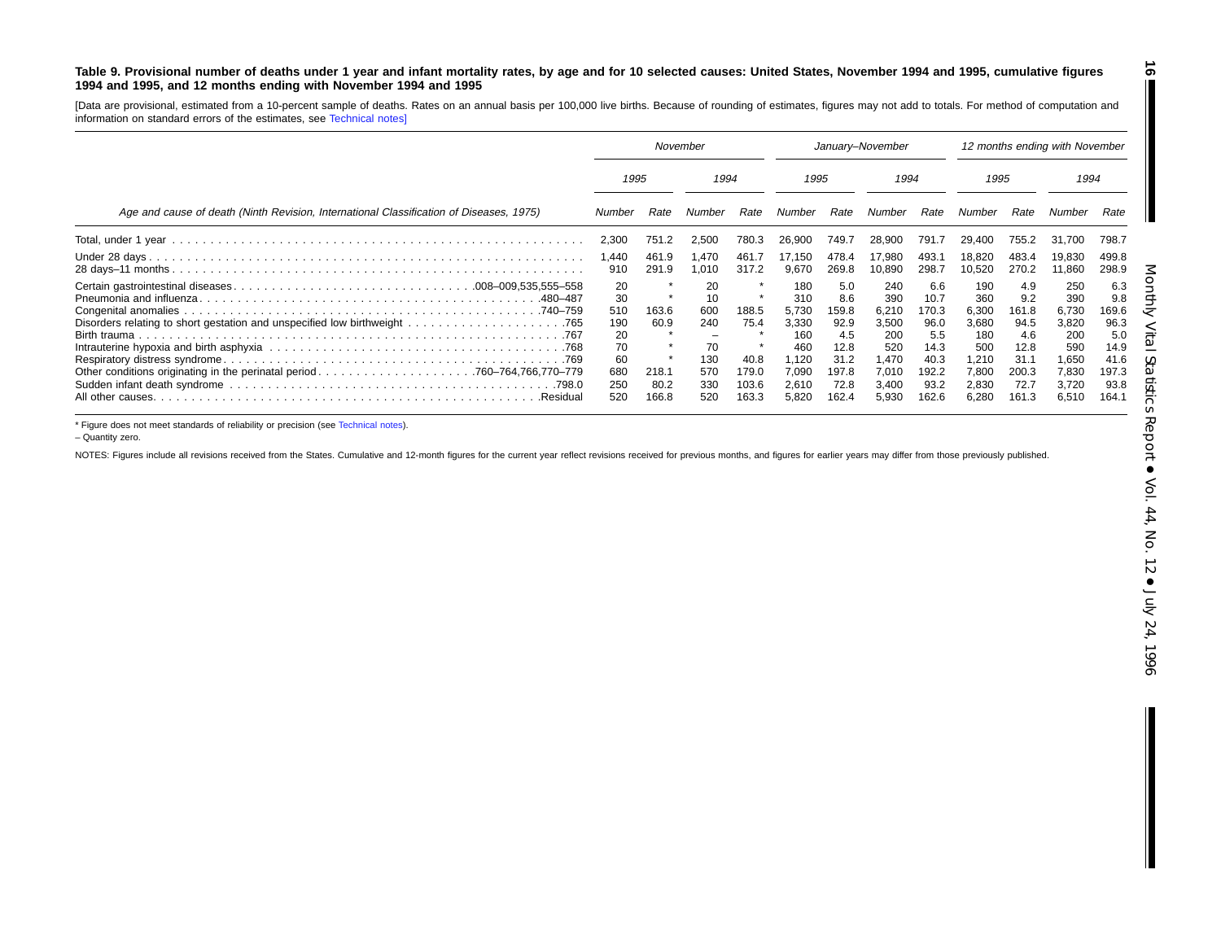**Table 9. Provisional number of deaths under 1 year and infant mortality rates, by age and for 10 selected causes: United States, November 1994 and 1995, cumulative figures 1994 and 1995, and 12 months ending with November 1994 and 1995**

[Data are provisional, estimated from a 10-percent sample of deaths. Rates on an annual basis per 100,000 live births. Because of rounding of estimates, figures may not add to totals. For method of computation and information on standard errors of the estimates, see Technical notes]

| Age and cause of death (Ninth Revision, International Classification of Diseases, 1975) | November | | | | January–November | | | | 12 months ending with November | | | |
|---|---|---|---|---|---|---|---|---|---|---|---|---|
| | 1995 | | 1994 | | 1995 | | 1994 | | 1995 | | 1994 | |
| | Number | Rate | Number | Rate | Number | Rate | Number | Rate | Number | Rate | Number | Rate |
| Total, under 1 year | 2,300 | 751.2 | 2,500 | 780.3 | 26,900 | 749.7 | 28,900 | 791.7 | 29,400 | 755.2 | 31,700 | 798.7 |
| Under 28 days | 1,440 | 461.9 | 1,470 | 461.7 | 17,150 | 478.4 | 17,980 | 493.1 | 18,820 | 483.4 | 19,830 | 499.8 |
| 28 days–11 months | 910 | 291.9 | 1,010 | 317.2 | 9,670 | 269.8 | 10,890 | 298.7 | 10,520 | 270.2 | 11,860 | 298.9 |
| Certain gastrointestinal diseases .008–009,535,555–558 | 20 | * | 20 | * | 180 | 5.0 | 240 | 6.6 | 190 | 4.9 | 250 | 6.3 |
| Pneumonia and influenza .480–487 | 30 | * | 10 | * | 310 | 8.6 | 390 | 10.7 | 360 | 9.2 | 390 | 9.8 |
| Congenital anomalies .740–759 | 510 | 163.6 | 600 | 188.5 | 5,730 | 159.8 | 6,210 | 170.3 | 6,300 | 161.8 | 6,730 | 169.6 |
| Disorders relating to short gestation and unspecified low birthweight .765 | 190 | 60.9 | 240 | 75.4 | 3,330 | 92.9 | 3,500 | 96.0 | 3,680 | 94.5 | 3,820 | 96.3 |
| Birth trauma .767 | 20 | * | – | * | 160 | 4.5 | 200 | 5.5 | 180 | 4.6 | 200 | 5.0 |
| Intrauterine hypoxia and birth asphyxia .768 | 70 | * | 70 | * | 460 | 12.8 | 520 | 14.3 | 500 | 12.8 | 590 | 14.9 |
| Respiratory distress syndrome .769 | 60 | * | 130 | 40.8 | 1,120 | 31.2 | 1,470 | 40.3 | 1,210 | 31.1 | 1,650 | 41.6 |
| Other conditions originating in the perinatal period .760–764,766,770–779 | 680 | 218.1 | 570 | 179.0 | 7,090 | 197.8 | 7,010 | 192.2 | 7,800 | 200.3 | 7,830 | 197.3 |
| Sudden infant death syndrome .798.0 | 250 | 80.2 | 330 | 103.6 | 2,610 | 72.8 | 3,400 | 93.2 | 2,830 | 72.7 | 3,720 | 93.8 |
| All other causes .Residual | 520 | 166.8 | 520 | 163.3 | 5,820 | 162.4 | 5,930 | 162.6 | 6,280 | 161.3 | 6,510 | 164.1 |

* Figure does not meet standards of reliability or precision (see Technical notes).

– Quantity zero.

NOTES: Figures include all revisions received from the States. Cumulative and 12-month figures for the current year reflect revisions received for previous months, and figures for earlier years may differ from those previously published.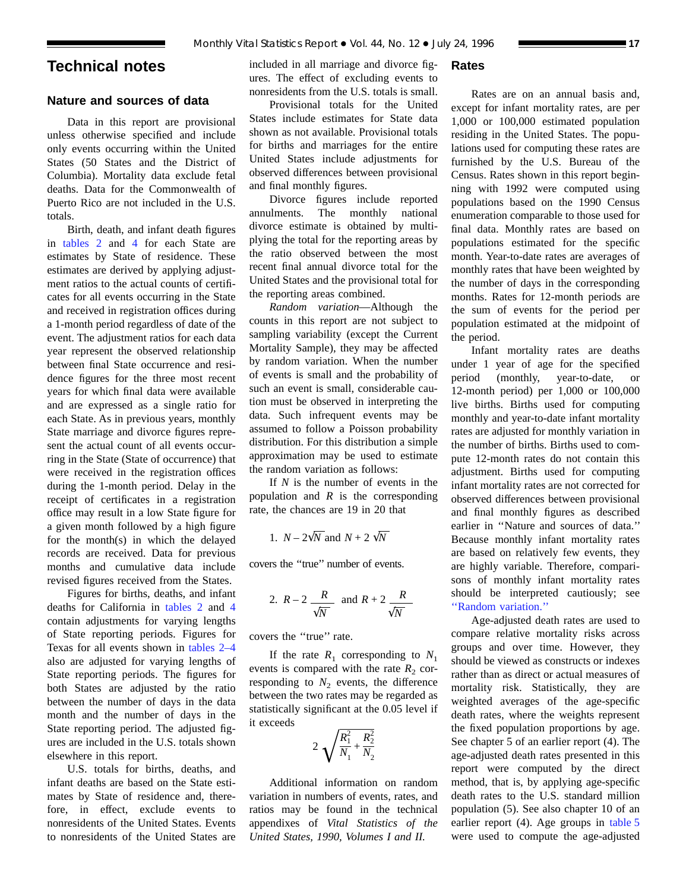# Technical notes

## Nature and sources of data

Data in this report are provisional unless otherwise specified and include only events occurring within the United States (50 States and the District of Columbia). Mortality data exclude fetal deaths. Data for the Commonwealth of Puerto Rico are not included in the U.S. totals.

Birth, death, and infant death figures in tables 2 and 4 for each State are estimates by State of residence. These estimates are derived by applying adjustment ratios to the actual counts of certificates for all events occurring in the State and received in registration offices during a 1-month period regardless of date of the event. The adjustment ratios for each data year represent the observed relationship between final State occurrence and residence figures for the three most recent years for which final data were available and are expressed as a single ratio for each State. As in previous years, monthly State marriage and divorce figures represent the actual count of all events occurring in the State (State of occurrence) that were received in the registration offices during the 1-month period. Delay in the receipt of certificates in a registration office may result in a low State figure for a given month followed by a high figure for the month(s) in which the delayed records are received. Data for previous months and cumulative data include revised figures received from the States.

Figures for births, deaths, and infant deaths for California in tables 2 and 4 contain adjustments for varying lengths of State reporting periods. Figures for Texas for all events shown in tables 2–4 also are adjusted for varying lengths of State reporting periods. The figures for both States are adjusted by the ratio between the number of days in the data month and the number of days in the State reporting period. The adjusted figures are included in the U.S. totals shown elsewhere in this report.

U.S. totals for births, deaths, and infant deaths are based on the State estimates by State of residence and, therefore, in effect, exclude events to nonresidents of the United States. Events to nonresidents of the United States are included in all marriage and divorce figures. The effect of excluding events to nonresidents from the U.S. totals is small.

Provisional totals for the United States include estimates for State data shown as not available. Provisional totals for births and marriages for the entire United States include adjustments for observed differences between provisional and final monthly figures.

Divorce figures include reported annulments. The monthly national divorce estimate is obtained by multiplying the total for the reporting areas by the ratio observed between the most recent final annual divorce total for the United States and the provisional total for the reporting areas combined.

*Random variation*—Although the counts in this report are not subject to sampling variability (except the Current Mortality Sample), they may be affected by random variation. When the number of events is small and the probability of such an event is small, considerable caution must be observed in interpreting the data. Such infrequent events may be assumed to follow a Poisson probability distribution. For this distribution a simple approximation may be used to estimate the random variation as follows:

If $N$ is the number of events in the population and $R$ is the corresponding rate, the chances are 19 in 20 that

1. $N - 2\sqrt{N}$ and $N + 2\sqrt{N}$

covers the "true" number of events.

2. $R - 2\dfrac{R}{\sqrt{N}}$ and $R + 2\dfrac{R}{\sqrt{N}}$

covers the "true" rate.

If the rate $R_1$ corresponding to $N_1$ events is compared with the rate $R_2$ corresponding to $N_2$ events, the difference between the two rates may be regarded as statistically significant at the 0.05 level if it exceeds

$$2\sqrt{\frac{R_1^2}{N_1} + \frac{R_2^2}{N_2}}$$

Additional information on random variation in numbers of events, rates, and ratios may be found in the technical appendixes of *Vital Statistics of the United States, 1990, Volumes I and II.*

## Rates

Rates are on an annual basis and, except for infant mortality rates, are per 1,000 or 100,000 estimated population residing in the United States. The populations used for computing these rates are furnished by the U.S. Bureau of the Census. Rates shown in this report beginning with 1992 were computed using populations based on the 1990 Census enumeration comparable to those used for final data. Monthly rates are based on populations estimated for the specific month. Year-to-date rates are averages of monthly rates that have been weighted by the number of days in the corresponding months. Rates for 12-month periods are the sum of events for the period per population estimated at the midpoint of the period.

Infant mortality rates are deaths under 1 year of age for the specified period (monthly, year-to-date, or 12-month period) per 1,000 or 100,000 live births. Births used for computing monthly and year-to-date infant mortality rates are adjusted for monthly variation in the number of births. Births used to compute 12-month rates do not contain this adjustment. Births used for computing infant mortality rates are not corrected for observed differences between provisional and final monthly figures as described earlier in "Nature and sources of data." Because monthly infant mortality rates are based on relatively few events, they are highly variable. Therefore, comparisons of monthly infant mortality rates should be interpreted cautiously; see "Random variation."

Age-adjusted death rates are used to compare relative mortality risks across groups and over time. However, they should be viewed as constructs or indexes rather than as direct or actual measures of mortality risk. Statistically, they are weighted averages of the age-specific death rates, where the weights represent the fixed population proportions by age. See chapter 5 of an earlier report (4). The age-adjusted death rates presented in this report were computed by the direct method, that is, by applying age-specific death rates to the U.S. standard million population (5). See also chapter 10 of an earlier report (4). Age groups in table 5 were used to compute the age-adjusted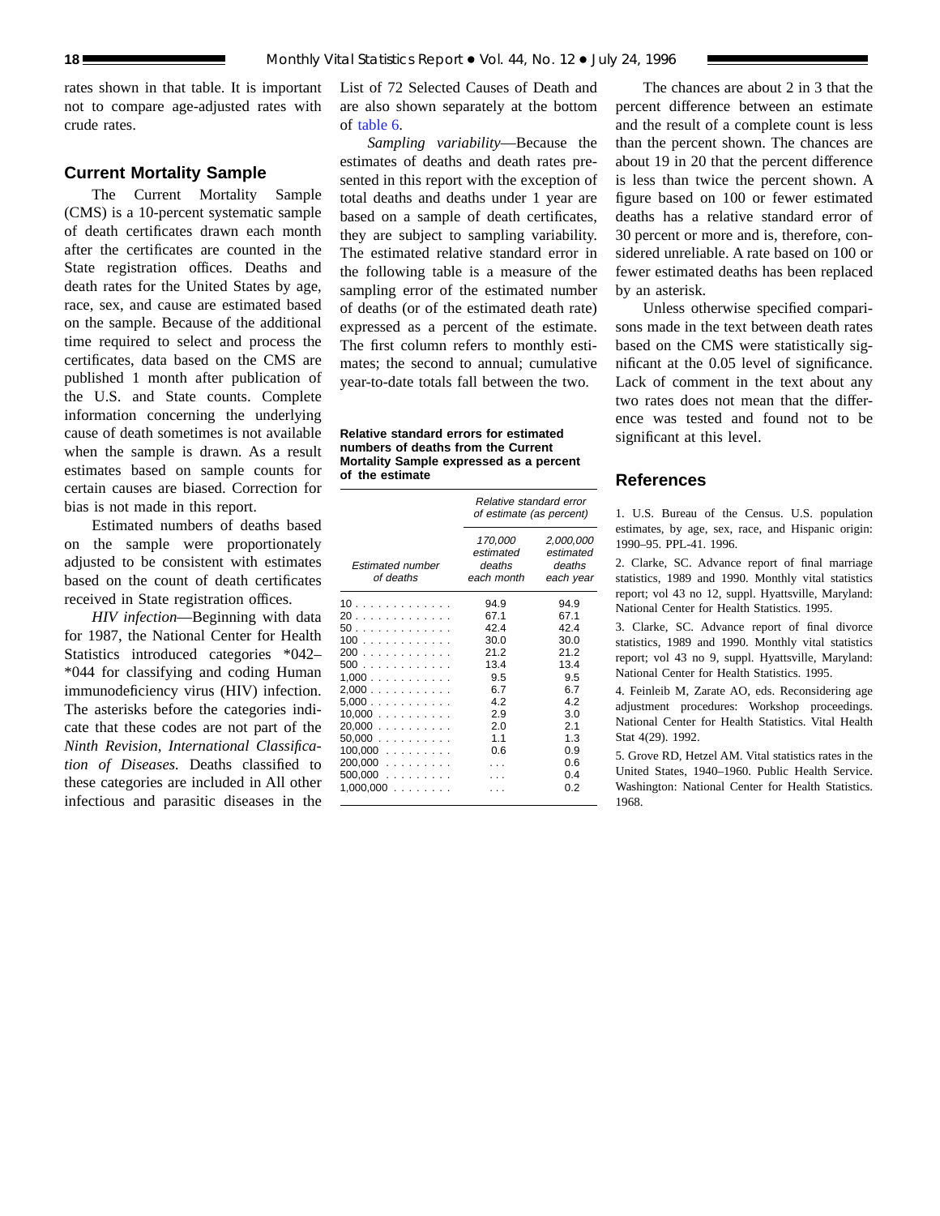rates shown in that table. It is important not to compare age-adjusted rates with crude rates.

## Current Mortality Sample

The Current Mortality Sample (CMS) is a 10-percent systematic sample of death certificates drawn each month after the certificates are counted in the State registration offices. Deaths and death rates for the United States by age, race, sex, and cause are estimated based on the sample. Because of the additional time required to select and process the certificates, data based on the CMS are published 1 month after publication of the U.S. and State counts. Complete information concerning the underlying cause of death sometimes is not available when the sample is drawn. As a result estimates based on sample counts for certain causes are biased. Correction for bias is not made in this report.

Estimated numbers of deaths based on the sample were proportionately adjusted to be consistent with estimates based on the count of death certificates received in State registration offices.

*HIV infection*—Beginning with data for 1987, the National Center for Health Statistics introduced categories *042–*044 for classifying and coding Human immunodeficiency virus (HIV) infection. The asterisks before the categories indicate that these codes are not part of the *Ninth Revision, International Classification of Diseases.* Deaths classified to these categories are included in All other infectious and parasitic diseases in the List of 72 Selected Causes of Death and are also shown separately at the bottom of table 6.

*Sampling variability*—Because the estimates of deaths and death rates presented in this report with the exception of total deaths and deaths under 1 year are based on a sample of death certificates, they are subject to sampling variability. The estimated relative standard error in the following table is a measure of the sampling error of the estimated number of deaths (or of the estimated death rate) expressed as a percent of the estimate. The first column refers to monthly estimates; the second to annual; cumulative year-to-date totals fall between the two.

**Relative standard errors for estimated numbers of deaths from the Current Mortality Sample expressed as a percent of the estimate**

| Estimated number of deaths | Relative standard error of estimate (as percent) | |
|---|---|---|
| | 170,000 estimated deaths each month | 2,000,000 estimated deaths each year |
| 10 | 94.9 | 94.9 |
| 20 | 67.1 | 67.1 |
| 50 | 42.4 | 42.4 |
| 100 | 30.0 | 30.0 |
| 200 | 21.2 | 21.2 |
| 500 | 13.4 | 13.4 |
| 1,000 | 9.5 | 9.5 |
| 2,000 | 6.7 | 6.7 |
| 5,000 | 4.2 | 4.2 |
| 10,000 | 2.9 | 3.0 |
| 20,000 | 2.0 | 2.1 |
| 50,000 | 1.1 | 1.3 |
| 100,000 | 0.6 | 0.9 |
| 200,000 | . . . | 0.6 |
| 500,000 | . . . | 0.4 |
| 1,000,000 | . . . | 0.2 |

The chances are about 2 in 3 that the percent difference between an estimate and the result of a complete count is less than the percent shown. The chances are about 19 in 20 that the percent difference is less than twice the percent shown. A figure based on 100 or fewer estimated deaths has a relative standard error of 30 percent or more and is, therefore, considered unreliable. A rate based on 100 or fewer estimated deaths has been replaced by an asterisk.

Unless otherwise specified comparisons made in the text between death rates based on the CMS were statistically significant at the 0.05 level of significance. Lack of comment in the text about any two rates does not mean that the difference was tested and found not to be significant at this level.

## References

1. U.S. Bureau of the Census. U.S. population estimates, by age, sex, race, and Hispanic origin: 1990–95. PPL-41. 1996.

2. Clarke, SC. Advance report of final marriage statistics, 1989 and 1990. Monthly vital statistics report; vol 43 no 12, suppl. Hyattsville, Maryland: National Center for Health Statistics. 1995.

3. Clarke, SC. Advance report of final divorce statistics, 1989 and 1990. Monthly vital statistics report; vol 43 no 9, suppl. Hyattsville, Maryland: National Center for Health Statistics. 1995.

4. Feinleib M, Zarate AO, eds. Reconsidering age adjustment procedures: Workshop proceedings. National Center for Health Statistics. Vital Health Stat 4(29). 1992.

5. Grove RD, Hetzel AM. Vital statistics rates in the United States, 1940–1960. Public Health Service. Washington: National Center for Health Statistics. 1968.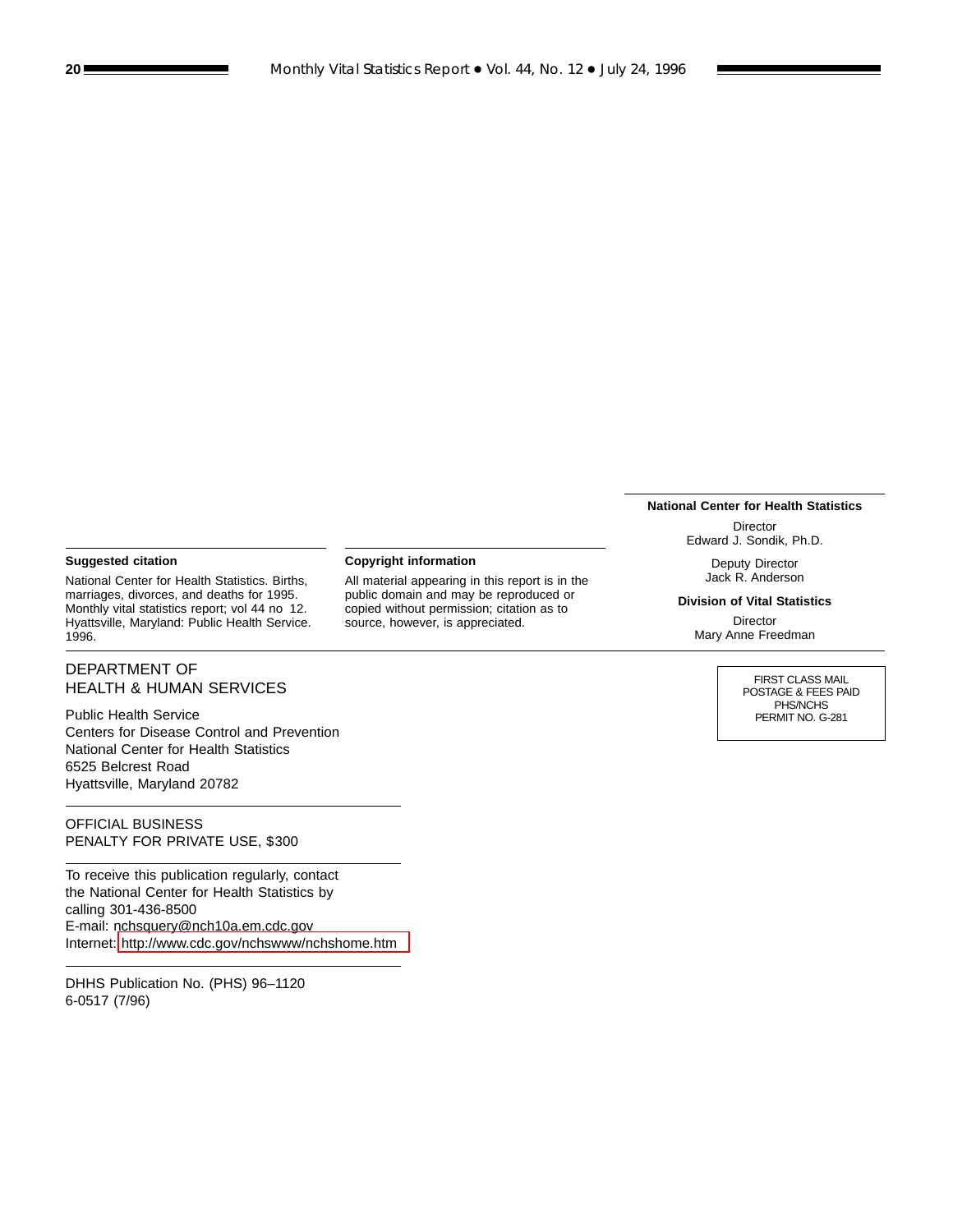### Suggested citation

National Center for Health Statistics. Births, marriages, divorces, and deaths for 1995. Monthly vital statistics report; vol 44 no 12. Hyattsville, Maryland: Public Health Service. 1996.

### Copyright information

All material appearing in this report is in the public domain and may be reproduced or copied without permission; citation as to source, however, is appreciated.

**National Center for Health Statistics**

Director
Edward J. Sondik, Ph.D.

Deputy Director
Jack R. Anderson

**Division of Vital Statistics**

Director
Mary Anne Freedman

DEPARTMENT OF
HEALTH & HUMAN SERVICES

Public Health Service
Centers for Disease Control and Prevention
National Center for Health Statistics
6525 Belcrest Road
Hyattsville, Maryland 20782

OFFICIAL BUSINESS
PENALTY FOR PRIVATE USE, $300

To receive this publication regularly, contact the National Center for Health Statistics by calling 301-436-8500
E-mail: nchsquery@nch10a.em.cdc.gov
Internet: http://www.cdc.gov/nchswww/nchshome.htm

DHHS Publication No. (PHS) 96–1120
6-0517 (7/96)

FIRST CLASS MAIL
POSTAGE & FEES PAID
PHS/NCHS
PERMIT NO. G-281